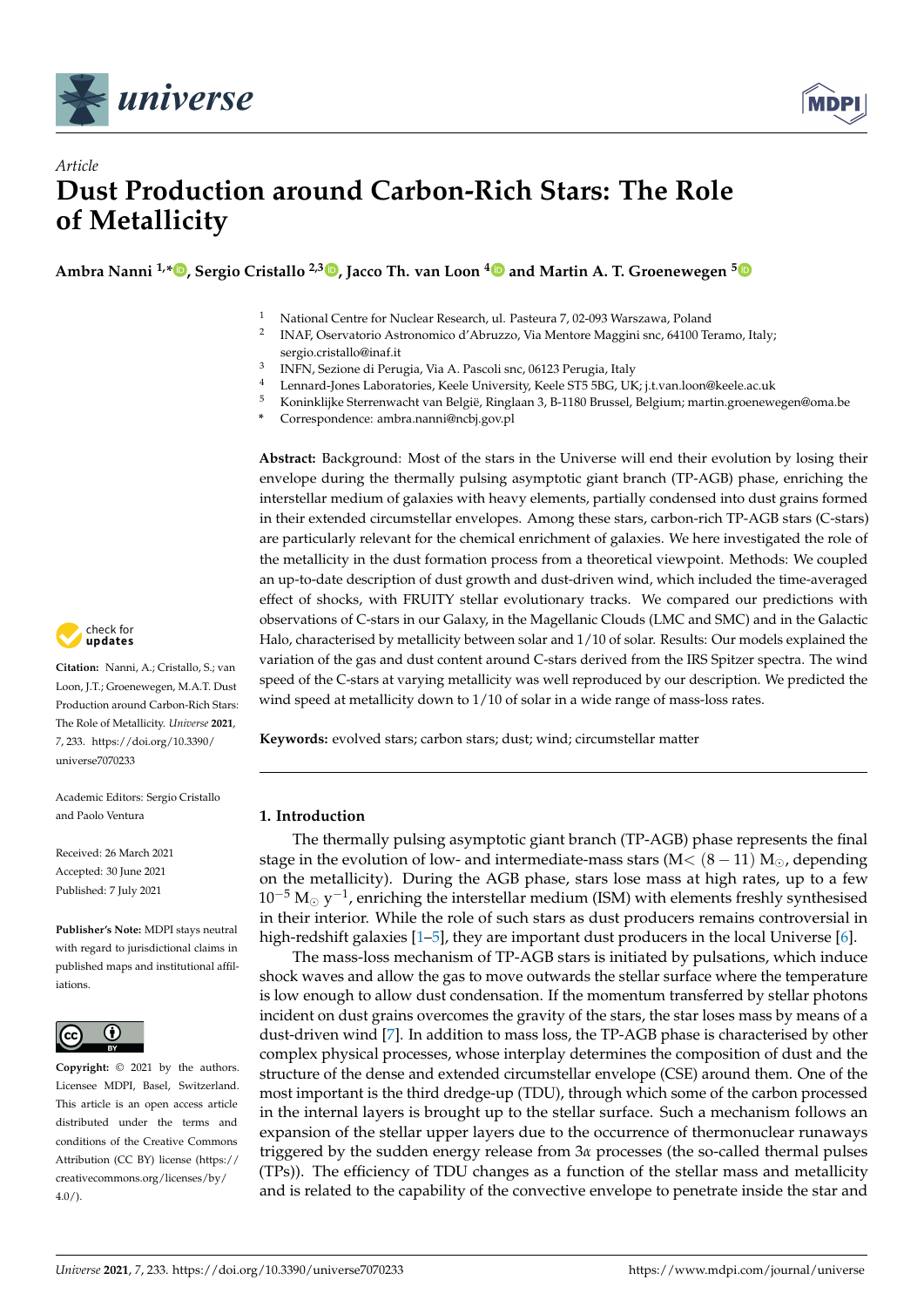*universe*

*Article*

# Dust Production around Carbon-Rich Stars: The Role of Metallicity

**Ambra Nanni [1,*], Sergio Cristallo [2,3], Jacco Th. van Loon [4] and Martin A. T. Groenewegen [5]**

[1] National Centre for Nuclear Research, ul. Pasteura 7, 02-093 Warszawa, Poland
[2] INAF, Oservatorio Astronomico d'Abruzzo, Via Mentore Maggini snc, 64100 Teramo, Italy; sergio.cristallo@inaf.it
[3] INFN, Sezione di Perugia, Via A. Pascoli snc, 06123 Perugia, Italy
[4] Lennard-Jones Laboratories, Keele University, Keele ST5 5BG, UK; j.t.van.loon@keele.ac.uk
[5] Koninklijke Sterrenwacht van België, Ringlaan 3, B-1180 Brussel, Belgium; martin.groenewegen@oma.be
\* Correspondence: ambra.nanni@ncbj.gov.pl

**Abstract:** Background: Most of the stars in the Universe will end their evolution by losing their envelope during the thermally pulsing asymptotic giant branch (TP-AGB) phase, enriching the interstellar medium of galaxies with heavy elements, partially condensed into dust grains formed in their extended circumstellar envelopes. Among these stars, carbon-rich TP-AGB stars (C-stars) are particularly relevant for the chemical enrichment of galaxies. We here investigated the role of the metallicity in the dust formation process from a theoretical viewpoint. Methods: We coupled an up-to-date description of dust growth and dust-driven wind, which included the time-averaged effect of shocks, with FRUITY stellar evolutionary tracks. We compared our predictions with observations of C-stars in our Galaxy, in the Magellanic Clouds (LMC and SMC) and in the Galactic Halo, characterised by metallicity between solar and 1/10 of solar. Results: Our models explained the variation of the gas and dust content around C-stars derived from the IRS Spitzer spectra. The wind speed of the C-stars at varying metallicity was well reproduced by our description. We predicted the wind speed at metallicity down to 1/10 of solar in a wide range of mass-loss rates.

**Keywords:** evolved stars; carbon stars; dust; wind; circumstellar matter

**Citation:** Nanni, A.; Cristallo, S.; van Loon, J.T.; Groenewegen, M.A.T. Dust Production around Carbon-Rich Stars: The Role of Metallicity. *Universe* **2021**, *7*, 233. https://doi.org/10.3390/universe7070233

Academic Editors: Sergio Cristallo and Paolo Ventura

Received: 26 March 2021
Accepted: 30 June 2021
Published: 7 July 2021

**Publisher's Note:** MDPI stays neutral with regard to jurisdictional claims in published maps and institutional affiliations.

**Copyright:** © 2021 by the authors. Licensee MDPI, Basel, Switzerland. This article is an open access article distributed under the terms and conditions of the Creative Commons Attribution (CC BY) license (https://creativecommons.org/licenses/by/4.0/).

## 1. Introduction

The thermally pulsing asymptotic giant branch (TP-AGB) phase represents the final stage in the evolution of low- and intermediate-mass stars (M< $(8 - 11)$ M$_{\odot}$, depending on the metallicity). During the AGB phase, stars lose mass at high rates, up to a few $10^{-5}$ M$_{\odot}$ y$^{-1}$, enriching the interstellar medium (ISM) with elements freshly synthesised in their interior. While the role of such stars as dust producers remains controversial in high-redshift galaxies [1–5], they are important dust producers in the local Universe [6].

The mass-loss mechanism of TP-AGB stars is initiated by pulsations, which induce shock waves and allow the gas to move outwards the stellar surface where the temperature is low enough to allow dust condensation. If the momentum transferred by stellar photons incident on dust grains overcomes the gravity of the stars, the star loses mass by means of a dust-driven wind [7]. In addition to mass loss, the TP-AGB phase is characterised by other complex physical processes, whose interplay determines the composition of dust and the structure of the dense and extended circumstellar envelope (CSE) around them. One of the most important is the third dredge-up (TDU), through which some of the carbon processed in the internal layers is brought up to the stellar surface. Such a mechanism follows an expansion of the stellar upper layers due to the occurrence of thermonuclear runaways triggered by the sudden energy release from 3$\alpha$ processes (the so-called thermal pulses (TPs)). The efficiency of TDU changes as a function of the stellar mass and metallicity and is related to the capability of the convective envelope to penetrate inside the star and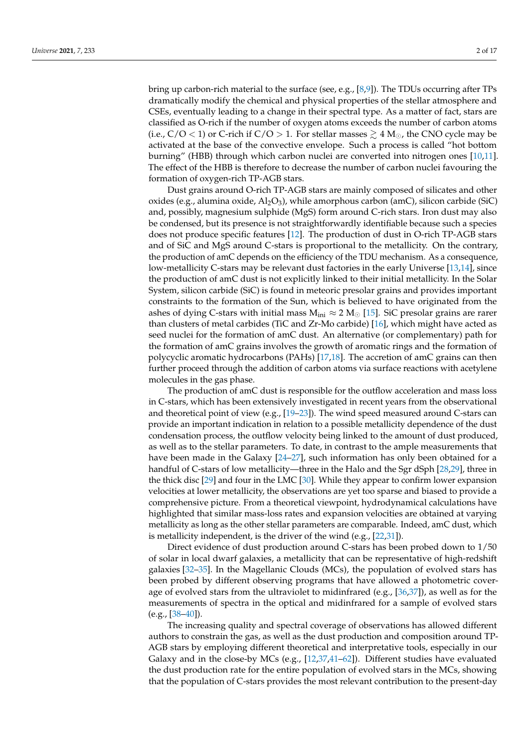bring up carbon-rich material to the surface (see, e.g., [8,9]). The TDUs occurring after TPs dramatically modify the chemical and physical properties of the stellar atmosphere and CSEs, eventually leading to a change in their spectral type. As a matter of fact, stars are classified as O-rich if the number of oxygen atoms exceeds the number of carbon atoms (i.e., $C/O < 1$) or C-rich if $C/O > 1$. For stellar masses $\gtrsim 4\ M_{\odot}$, the CNO cycle may be activated at the base of the convective envelope. Such a process is called "hot bottom burning" (HBB) through which carbon nuclei are converted into nitrogen ones [10,11]. The effect of the HBB is therefore to decrease the number of carbon nuclei favouring the formation of oxygen-rich TP-AGB stars.

Dust grains around O-rich TP-AGB stars are mainly composed of silicates and other oxides (e.g., alumina oxide, $Al_2O_3$), while amorphous carbon (amC), silicon carbide (SiC) and, possibly, magnesium sulphide (MgS) form around C-rich stars. Iron dust may also be condensed, but its presence is not straightforwardly identifiable because such a species does not produce specific features [12]. The production of dust in O-rich TP-AGB stars and of SiC and MgS around C-stars is proportional to the metallicity. On the contrary, the production of amC depends on the efficiency of the TDU mechanism. As a consequence, low-metallicity C-stars may be relevant dust factories in the early Universe [13,14], since the production of amC dust is not explicitly linked to their initial metallicity. In the Solar System, silicon carbide (SiC) is found in meteoric presolar grains and provides important constraints to the formation of the Sun, which is believed to have originated from the ashes of dying C-stars with initial mass $M_{\rm ini} \approx 2\ M_{\odot}$ [15]. SiC presolar grains are rarer than clusters of metal carbides (TiC and Zr-Mo carbide) [16], which might have acted as seed nuclei for the formation of amC dust. An alternative (or complementary) path for the formation of amC grains involves the growth of aromatic rings and the formation of polycyclic aromatic hydrocarbons (PAHs) [17,18]. The accretion of amC grains can then further proceed through the addition of carbon atoms via surface reactions with acetylene molecules in the gas phase.

The production of amC dust is responsible for the outflow acceleration and mass loss in C-stars, which has been extensively investigated in recent years from the observational and theoretical point of view (e.g., [19–23]). The wind speed measured around C-stars can provide an important indication in relation to a possible metallicity dependence of the dust condensation process, the outflow velocity being linked to the amount of dust produced, as well as to the stellar parameters. To date, in contrast to the ample measurements that have been made in the Galaxy [24–27], such information has only been obtained for a handful of C-stars of low metallicity—three in the Halo and the Sgr dSph [28,29], three in the thick disc [29] and four in the LMC [30]. While they appear to confirm lower expansion velocities at lower metallicity, the observations are yet too sparse and biased to provide a comprehensive picture. From a theoretical viewpoint, hydrodynamical calculations have highlighted that similar mass-loss rates and expansion velocities are obtained at varying metallicity as long as the other stellar parameters are comparable. Indeed, amC dust, which is metallicity independent, is the driver of the wind (e.g., [22,31]).

Direct evidence of dust production around C-stars has been probed down to 1/50 of solar in local dwarf galaxies, a metallicity that can be representative of high-redshift galaxies [32–35]. In the Magellanic Clouds (MCs), the population of evolved stars has been probed by different observing programs that have allowed a photometric coverage of evolved stars from the ultraviolet to midinfrared (e.g., [36,37]), as well as for the measurements of spectra in the optical and midinfrared for a sample of evolved stars (e.g., [38–40]).

The increasing quality and spectral coverage of observations has allowed different authors to constrain the gas, as well as the dust production and composition around TP-AGB stars by employing different theoretical and interpretative tools, especially in our Galaxy and in the close-by MCs (e.g., [12,37,41–62]). Different studies have evaluated the dust production rate for the entire population of evolved stars in the MCs, showing that the population of C-stars provides the most relevant contribution to the present-day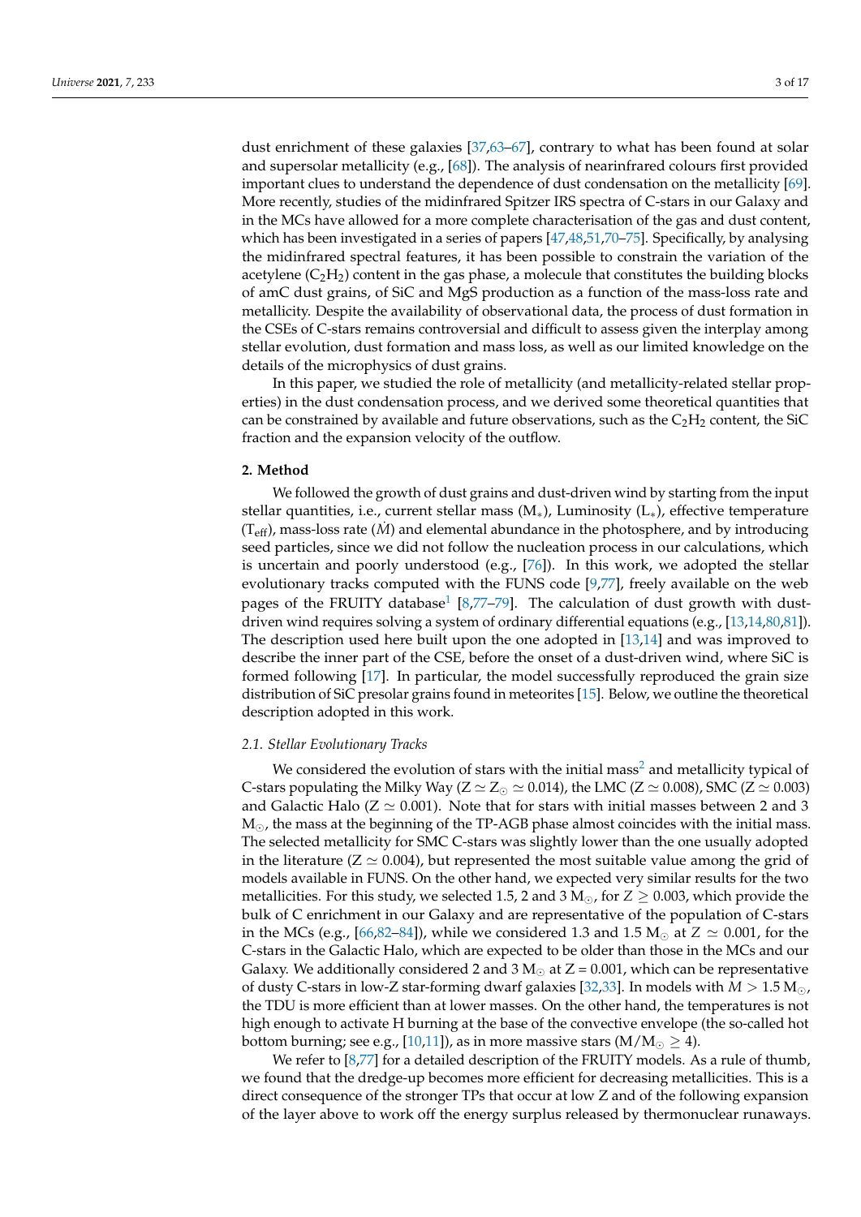dust enrichment of these galaxies [37,63–67], contrary to what has been found at solar and supersolar metallicity (e.g., [68]). The analysis of nearinfrared colours first provided important clues to understand the dependence of dust condensation on the metallicity [69]. More recently, studies of the midinfrared Spitzer IRS spectra of C-stars in our Galaxy and in the MCs have allowed for a more complete characterisation of the gas and dust content, which has been investigated in a series of papers [47,48,51,70–75]. Specifically, by analysing the midinfrared spectral features, it has been possible to constrain the variation of the acetylene ($C_2H_2$) content in the gas phase, a molecule that constitutes the building blocks of amC dust grains, of SiC and MgS production as a function of the mass-loss rate and metallicity. Despite the availability of observational data, the process of dust formation in the CSEs of C-stars remains controversial and difficult to assess given the interplay among stellar evolution, dust formation and mass loss, as well as our limited knowledge on the details of the microphysics of dust grains.

In this paper, we studied the role of metallicity (and metallicity-related stellar properties) in the dust condensation process, and we derived some theoretical quantities that can be constrained by available and future observations, such as the $C_2H_2$ content, the SiC fraction and the expansion velocity of the outflow.

## 2. Method

We followed the growth of dust grains and dust-driven wind by starting from the input stellar quantities, i.e., current stellar mass ($M_*$), Luminosity ($L_*$), effective temperature ($T_{eff}$), mass-loss rate ($\dot{M}$) and elemental abundance in the photosphere, and by introducing seed particles, since we did not follow the nucleation process in our calculations, which is uncertain and poorly understood (e.g., [76]). In this work, we adopted the stellar evolutionary tracks computed with the FUNS code [9,77], freely available on the web pages of the FRUITY database[1] [8,77–79]. The calculation of dust growth with dust-driven wind requires solving a system of ordinary differential equations (e.g., [13,14,80,81]). The description used here built upon the one adopted in [13,14] and was improved to describe the inner part of the CSE, before the onset of a dust-driven wind, where SiC is formed following [17]. In particular, the model successfully reproduced the grain size distribution of SiC presolar grains found in meteorites [15]. Below, we outline the theoretical description adopted in this work.

### 2.1. Stellar Evolutionary Tracks

We considered the evolution of stars with the initial mass[2] and metallicity typical of C-stars populating the Milky Way ($Z \simeq Z_\odot \simeq 0.014$), the LMC ($Z \simeq 0.008$), SMC ($Z \simeq 0.003$) and Galactic Halo ($Z \simeq 0.001$). Note that for stars with initial masses between 2 and 3 $M_\odot$, the mass at the beginning of the TP-AGB phase almost coincides with the initial mass. The selected metallicity for SMC C-stars was slightly lower than the one usually adopted in the literature ($Z \simeq 0.004$), but represented the most suitable value among the grid of models available in FUNS. On the other hand, we expected very similar results for the two metallicities. For this study, we selected 1.5, 2 and 3 $M_\odot$, for $Z \geq 0.003$, which provide the bulk of C enrichment in our Galaxy and are representative of the population of C-stars in the MCs (e.g., [66,82–84]), while we considered 1.3 and 1.5 $M_\odot$ at $Z \simeq 0.001$, for the C-stars in the Galactic Halo, which are expected to be older than those in the MCs and our Galaxy. We additionally considered 2 and 3 $M_\odot$ at $Z = 0.001$, which can be representative of dusty C-stars in low-Z star-forming dwarf galaxies [32,33]. In models with $M > 1.5\,M_\odot$, the TDU is more efficient than at lower masses. On the other hand, the temperatures is not high enough to activate H burning at the base of the convective envelope (the so-called hot bottom burning; see e.g., [10,11]), as in more massive stars ($M/M_\odot \geq 4$).

We refer to [8,77] for a detailed description of the FRUITY models. As a rule of thumb, we found that the dredge-up becomes more efficient for decreasing metallicities. This is a direct consequence of the stronger TPs that occur at low Z and of the following expansion of the layer above to work off the energy surplus released by thermonuclear runaways.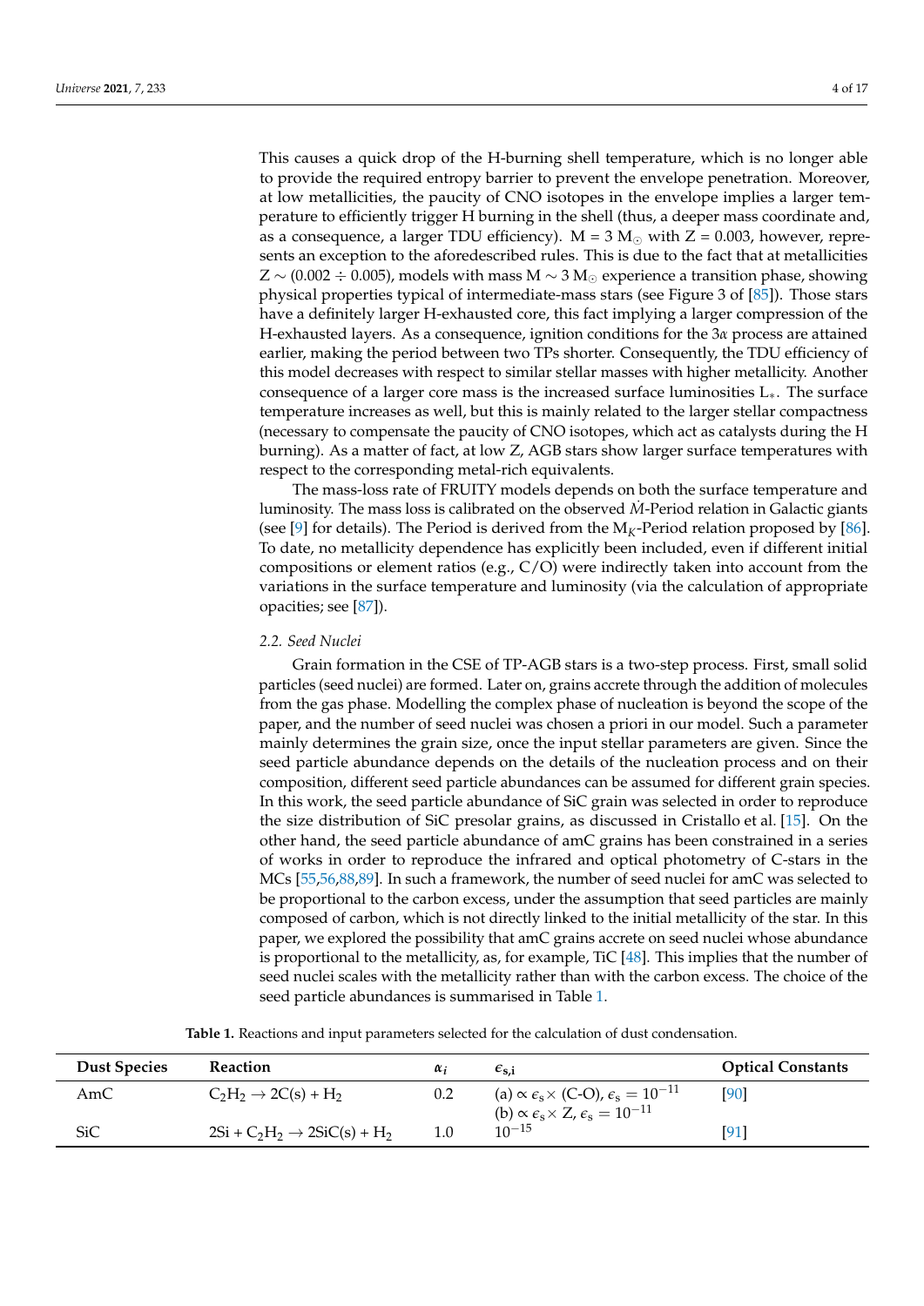This causes a quick drop of the H-burning shell temperature, which is no longer able to provide the required entropy barrier to prevent the envelope penetration. Moreover, at low metallicities, the paucity of CNO isotopes in the envelope implies a larger temperature to efficiently trigger H burning in the shell (thus, a deeper mass coordinate and, as a consequence, a larger TDU efficiency). M = 3 $M_\odot$ with Z = 0.003, however, represents an exception to the aforedescribed rules. This is due to the fact that at metallicities Z $\sim$ (0.002 $\div$ 0.005), models with mass M $\sim$ 3 $M_\odot$ experience a transition phase, showing physical properties typical of intermediate-mass stars (see Figure 3 of [85]). Those stars have a definitely larger H-exhausted core, this fact implying a larger compression of the H-exhausted layers. As a consequence, ignition conditions for the 3$\alpha$ process are attained earlier, making the period between two TPs shorter. Consequently, the TDU efficiency of this model decreases with respect to similar stellar masses with higher metallicity. Another consequence of a larger core mass is the increased surface luminosities $L_*$. The surface temperature increases as well, but this is mainly related to the larger stellar compactness (necessary to compensate the paucity of CNO isotopes, which act as catalysts during the H burning). As a matter of fact, at low Z, AGB stars show larger surface temperatures with respect to the corresponding metal-rich equivalents.

The mass-loss rate of FRUITY models depends on both the surface temperature and luminosity. The mass loss is calibrated on the observed $\dot{M}$-Period relation in Galactic giants (see [9] for details). The Period is derived from the $M_K$-Period relation proposed by [86]. To date, no metallicity dependence has explicitly been included, even if different initial compositions or element ratios (e.g., C/O) were indirectly taken into account from the variations in the surface temperature and luminosity (via the calculation of appropriate opacities; see [87]).

### 2.2. Seed Nuclei

Grain formation in the CSE of TP-AGB stars is a two-step process. First, small solid particles (seed nuclei) are formed. Later on, grains accrete through the addition of molecules from the gas phase. Modelling the complex phase of nucleation is beyond the scope of the paper, and the number of seed nuclei was chosen a priori in our model. Such a parameter mainly determines the grain size, once the input stellar parameters are given. Since the seed particle abundance depends on the details of the nucleation process and on their composition, different seed particle abundances can be assumed for different grain species. In this work, the seed particle abundance of SiC grain was selected in order to reproduce the size distribution of SiC presolar grains, as discussed in Cristallo et al. [15]. On the other hand, the seed particle abundance of amC grains has been constrained in a series of works in order to reproduce the infrared and optical photometry of C-stars in the MCs [55,56,88,89]. In such a framework, the number of seed nuclei for amC was selected to be proportional to the carbon excess, under the assumption that seed particles are mainly composed of carbon, which is not directly linked to the initial metallicity of the star. In this paper, we explored the possibility that amC grains accrete on seed nuclei whose abundance is proportional to the metallicity, as, for example, TiC [48]. This implies that the number of seed nuclei scales with the metallicity rather than with the carbon excess. The choice of the seed particle abundances is summarised in Table 1.

**Table 1.** Reactions and input parameters selected for the calculation of dust condensation.

| Dust Species | Reaction | $\alpha_i$ | $\epsilon_{s,i}$ | Optical Constants |
|---|---|---|---|---|
| AmC | $C_2H_2 \rightarrow 2C(s) + H_2$ | 0.2 | (a) $\propto \epsilon_s \times$ (C-O), $\epsilon_s = 10^{-11}$ <br> (b) $\propto \epsilon_s \times$ Z, $\epsilon_s = 10^{-11}$ | [90] |
| SiC | $2Si + C_2H_2 \rightarrow 2SiC(s) + H_2$ | 1.0 | $10^{-15}$ | [91] |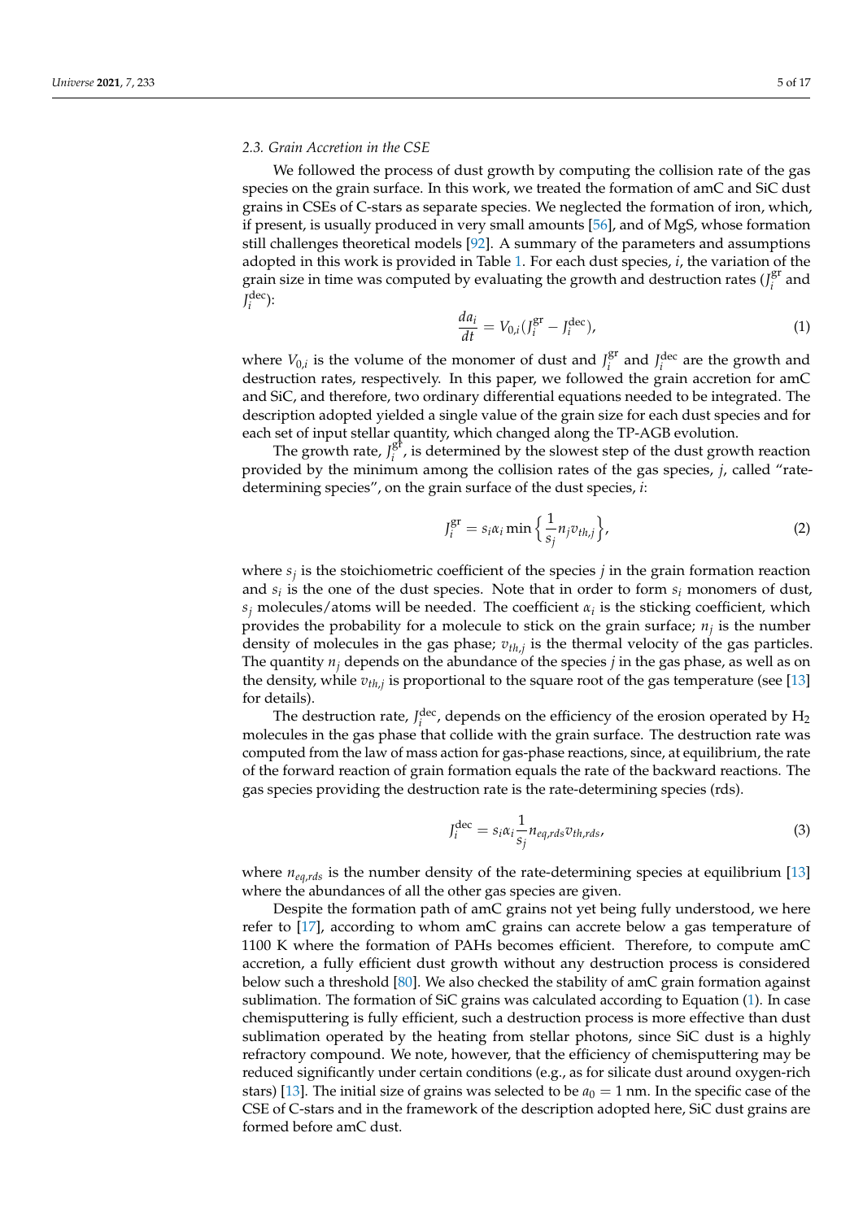### 2.3. Grain Accretion in the CSE

We followed the process of dust growth by computing the collision rate of the gas species on the grain surface. In this work, we treated the formation of amC and SiC dust grains in CSEs of C-stars as separate species. We neglected the formation of iron, which, if present, is usually produced in very small amounts [56], and of MgS, whose formation still challenges theoretical models [92]. A summary of the parameters and assumptions adopted in this work is provided in Table 1. For each dust species, $i$, the variation of the grain size in time was computed by evaluating the growth and destruction rates ($J_i^{\rm gr}$ and $J_i^{\rm dec}$):

$$\frac{da_i}{dt} = V_{0,i}(J_i^{\rm gr} - J_i^{\rm dec}), \tag{1}$$

where $V_{0,i}$ is the volume of the monomer of dust and $J_i^{\rm gr}$ and $J_i^{\rm dec}$ are the growth and destruction rates, respectively. In this paper, we followed the grain accretion for amC and SiC, and therefore, two ordinary differential equations needed to be integrated. The description adopted yielded a single value of the grain size for each dust species and for each set of input stellar quantity, which changed along the TP-AGB evolution.

The growth rate, $J_i^{\rm gr}$, is determined by the slowest step of the dust growth reaction provided by the minimum among the collision rates of the gas species, $j$, called "rate-determining species", on the grain surface of the dust species, $i$:

$$J_i^{\rm gr} = s_i \alpha_i \min\left\{\frac{1}{s_j} n_j v_{th,j}\right\}, \tag{2}$$

where $s_j$ is the stoichiometric coefficient of the species $j$ in the grain formation reaction and $s_i$ is the one of the dust species. Note that in order to form $s_i$ monomers of dust, $s_j$ molecules/atoms will be needed. The coefficient $\alpha_i$ is the sticking coefficient, which provides the probability for a molecule to stick on the grain surface; $n_j$ is the number density of molecules in the gas phase; $v_{th,j}$ is the thermal velocity of the gas particles. The quantity $n_j$ depends on the abundance of the species $j$ in the gas phase, as well as on the density, while $v_{th,j}$ is proportional to the square root of the gas temperature (see [13] for details).

The destruction rate, $J_i^{\rm dec}$, depends on the efficiency of the erosion operated by $H_2$ molecules in the gas phase that collide with the grain surface. The destruction rate was computed from the law of mass action for gas-phase reactions, since, at equilibrium, the rate of the forward reaction of grain formation equals the rate of the backward reactions. The gas species providing the destruction rate is the rate-determining species (rds).

$$J_i^{\rm dec} = s_i \alpha_i \frac{1}{s_j} n_{eq,rds} v_{th,rds}, \tag{3}$$

where $n_{eq,rds}$ is the number density of the rate-determining species at equilibrium [13] where the abundances of all the other gas species are given.

Despite the formation path of amC grains not yet being fully understood, we here refer to [17], according to whom amC grains can accrete below a gas temperature of 1100 K where the formation of PAHs becomes efficient. Therefore, to compute amC accretion, a fully efficient dust growth without any destruction process is considered below such a threshold [80]. We also checked the stability of amC grain formation against sublimation. The formation of SiC grains was calculated according to Equation (1). In case chemisputtering is fully efficient, such a destruction process is more effective than dust sublimation operated by the heating from stellar photons, since SiC dust is a highly refractory compound. We note, however, that the efficiency of chemisputtering may be reduced significantly under certain conditions (e.g., as for silicate dust around oxygen-rich stars) [13]. The initial size of grains was selected to be $a_0 = 1$ nm. In the specific case of the CSE of C-stars and in the framework of the description adopted here, SiC dust grains are formed before amC dust.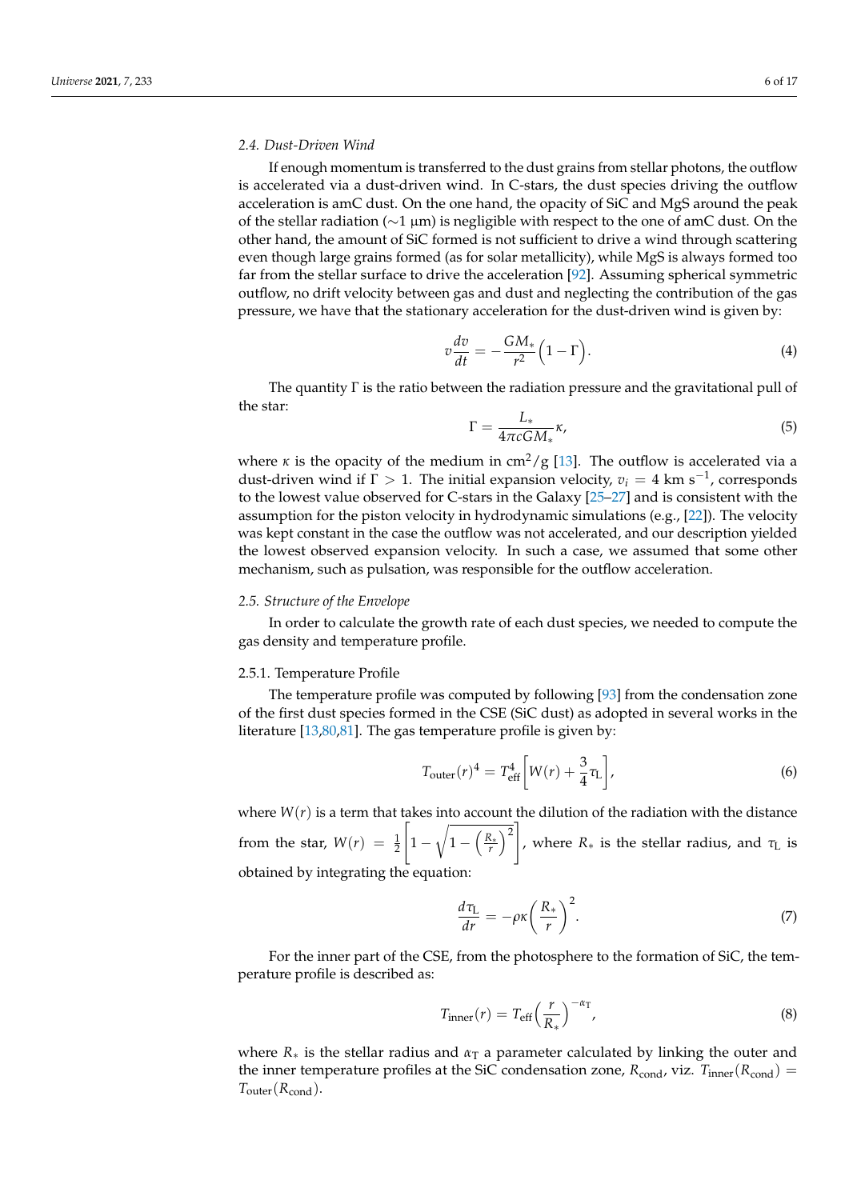### 2.4. Dust-Driven Wind

If enough momentum is transferred to the dust grains from stellar photons, the outflow is accelerated via a dust-driven wind. In C-stars, the dust species driving the outflow acceleration is amC dust. On the one hand, the opacity of SiC and MgS around the peak of the stellar radiation ($\sim$1 μm) is negligible with respect to the one of amC dust. On the other hand, the amount of SiC formed is not sufficient to drive a wind through scattering even though large grains formed (as for solar metallicity), while MgS is always formed too far from the stellar surface to drive the acceleration [92]. Assuming spherical symmetric outflow, no drift velocity between gas and dust and neglecting the contribution of the gas pressure, we have that the stationary acceleration for the dust-driven wind is given by:

$$v\frac{dv}{dt} = -\frac{GM_*}{r^2}\Big(1-\Gamma\Big). \tag{4}$$

The quantity $\Gamma$ is the ratio between the radiation pressure and the gravitational pull of the star:

$$\Gamma = \frac{L_*}{4\pi c G M_*}\kappa, \tag{5}$$

where $\kappa$ is the opacity of the medium in $\mathrm{cm^2/g}$ [13]. The outflow is accelerated via a dust-driven wind if $\Gamma > 1$. The initial expansion velocity, $v_i = 4$ km s$^{-1}$, corresponds to the lowest value observed for C-stars in the Galaxy [25–27] and is consistent with the assumption for the piston velocity in hydrodynamic simulations (e.g., [22]). The velocity was kept constant in the case the outflow was not accelerated, and our description yielded the lowest observed expansion velocity. In such a case, we assumed that some other mechanism, such as pulsation, was responsible for the outflow acceleration.

### 2.5. Structure of the Envelope

In order to calculate the growth rate of each dust species, we needed to compute the gas density and temperature profile.

#### 2.5.1. Temperature Profile

The temperature profile was computed by following [93] from the condensation zone of the first dust species formed in the CSE (SiC dust) as adopted in several works in the literature [13,80,81]. The gas temperature profile is given by:

$$T_{\mathrm{outer}}(r)^4 = T_{\mathrm{eff}}^4\Big[W(r) + \frac{3}{4}\tau_{\mathrm{L}}\Big], \tag{6}$$

where $W(r)$ is a term that takes into account the dilution of the radiation with the distance from the star, $W(r) = \frac{1}{2}\left[1-\sqrt{1-\left(\frac{R_*}{r}\right)^2}\right]$, where $R_*$ is the stellar radius, and $\tau_{\mathrm{L}}$ is obtained by integrating the equation:

$$\frac{d\tau_{\mathrm{L}}}{dr} = -\rho\kappa\left(\frac{R_*}{r}\right)^2. \tag{7}$$

For the inner part of the CSE, from the photosphere to the formation of SiC, the temperature profile is described as:

$$T_{\mathrm{inner}}(r) = T_{\mathrm{eff}}\left(\frac{r}{R_*}\right)^{-\alpha_{\mathrm{T}}}, \tag{8}$$

where $R_*$ is the stellar radius and $\alpha_{\mathrm{T}}$ a parameter calculated by linking the outer and the inner temperature profiles at the SiC condensation zone, $R_{\mathrm{cond}}$, viz. $T_{\mathrm{inner}}(R_{\mathrm{cond}}) = T_{\mathrm{outer}}(R_{\mathrm{cond}})$.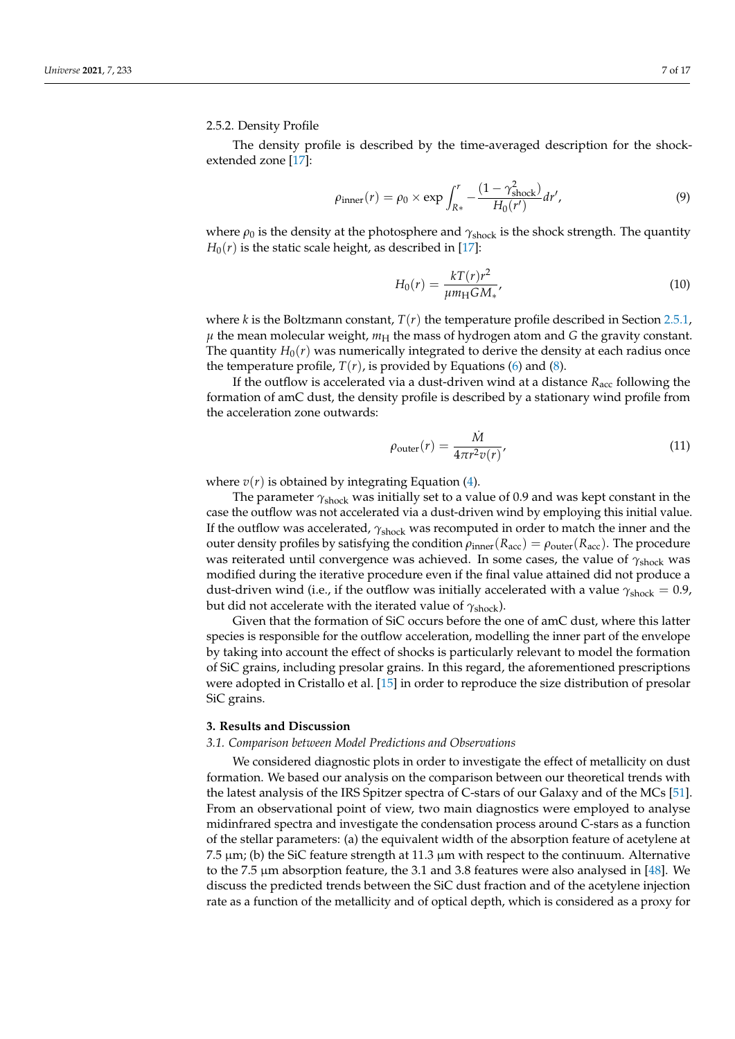#### 2.5.2. Density Profile

The density profile is described by the time-averaged description for the shock-extended zone [17]:

$$\rho_{\rm inner}(r) = \rho_0 \times \exp \int_{R*}^{r} -\frac{(1-\gamma_{\rm shock}^2)}{H_0(r')} dr', \tag{9}$$

where $\rho_0$ is the density at the photosphere and $\gamma_{\rm shock}$ is the shock strength. The quantity $H_0(r)$ is the static scale height, as described in [17]:

$$H_0(r) = \frac{kT(r)r^2}{\mu m_{\rm H} G M_*}, \tag{10}$$

where $k$ is the Boltzmann constant, $T(r)$ the temperature profile described in Section 2.5.1, $\mu$ the mean molecular weight, $m_{\rm H}$ the mass of hydrogen atom and $G$ the gravity constant. The quantity $H_0(r)$ was numerically integrated to derive the density at each radius once the temperature profile, $T(r)$, is provided by Equations (6) and (8).

If the outflow is accelerated via a dust-driven wind at a distance $R_{\rm acc}$ following the formation of amC dust, the density profile is described by a stationary wind profile from the acceleration zone outwards:

$$\rho_{\rm outer}(r) = \frac{\dot{M}}{4\pi r^2 v(r)}, \tag{11}$$

where $v(r)$ is obtained by integrating Equation (4).

The parameter $\gamma_{\rm shock}$ was initially set to a value of 0.9 and was kept constant in the case the outflow was not accelerated via a dust-driven wind by employing this initial value. If the outflow was accelerated, $\gamma_{\rm shock}$ was recomputed in order to match the inner and the outer density profiles by satisfying the condition $\rho_{\rm inner}(R_{\rm acc}) = \rho_{\rm outer}(R_{\rm acc})$. The procedure was reiterated until convergence was achieved. In some cases, the value of $\gamma_{\rm shock}$ was modified during the iterative procedure even if the final value attained did not produce a dust-driven wind (i.e., if the outflow was initially accelerated with a value $\gamma_{\rm shock} = 0.9$, but did not accelerate with the iterated value of $\gamma_{\rm shock}$).

Given that the formation of SiC occurs before the one of amC dust, where this latter species is responsible for the outflow acceleration, modelling the inner part of the envelope by taking into account the effect of shocks is particularly relevant to model the formation of SiC grains, including presolar grains. In this regard, the aforementioned prescriptions were adopted in Cristallo et al. [15] in order to reproduce the size distribution of presolar SiC grains.

## 3. Results and Discussion

### *3.1. Comparison between Model Predictions and Observations*

We considered diagnostic plots in order to investigate the effect of metallicity on dust formation. We based our analysis on the comparison between our theoretical trends with the latest analysis of the IRS Spitzer spectra of C-stars of our Galaxy and of the MCs [51]. From an observational point of view, two main diagnostics were employed to analyse midinfrared spectra and investigate the condensation process around C-stars as a function of the stellar parameters: (a) the equivalent width of the absorption feature of acetylene at 7.5 µm; (b) the SiC feature strength at 11.3 µm with respect to the continuum. Alternative to the 7.5 µm absorption feature, the 3.1 and 3.8 features were also analysed in [48]. We discuss the predicted trends between the SiC dust fraction and of the acetylene injection rate as a function of the metallicity and of optical depth, which is considered as a proxy for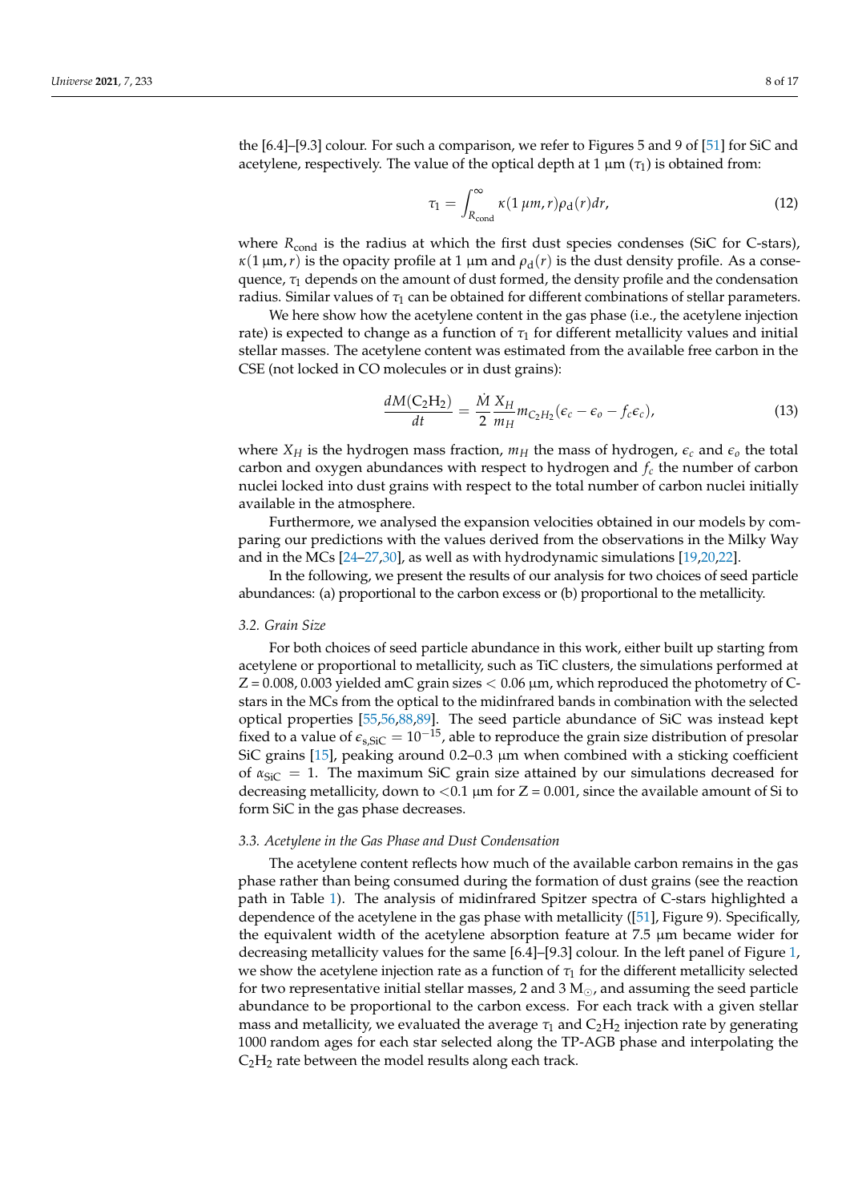the [6.4]–[9.3] colour. For such a comparison, we refer to Figures 5 and 9 of [51] for SiC and acetylene, respectively. The value of the optical depth at 1 μm ($\tau_1$) is obtained from:

$$\tau_1 = \int_{R_{\text{cond}}}^{\infty} \kappa(1\,\mu m, r)\rho_{\text{d}}(r)dr, \tag{12}$$

where $R_{\text{cond}}$ is the radius at which the first dust species condenses (SiC for C-stars), $\kappa(1\,\mu\text{m}, r)$ is the opacity profile at 1 μm and $\rho_{\text{d}}(r)$ is the dust density profile. As a consequence, $\tau_1$ depends on the amount of dust formed, the density profile and the condensation radius. Similar values of $\tau_1$ can be obtained for different combinations of stellar parameters.

We here show how the acetylene content in the gas phase (i.e., the acetylene injection rate) is expected to change as a function of $\tau_1$ for different metallicity values and initial stellar masses. The acetylene content was estimated from the available free carbon in the CSE (not locked in CO molecules or in dust grains):

$$\frac{dM(\text{C}_2\text{H}_2)}{dt} = \frac{\dot{M}}{2}\frac{X_H}{m_H} m_{\text{C}_2\text{H}_2}(\epsilon_c - \epsilon_o - f_c\epsilon_c), \tag{13}$$

where $X_H$ is the hydrogen mass fraction, $m_H$ the mass of hydrogen, $\epsilon_c$ and $\epsilon_o$ the total carbon and oxygen abundances with respect to hydrogen and $f_c$ the number of carbon nuclei locked into dust grains with respect to the total number of carbon nuclei initially available in the atmosphere.

Furthermore, we analysed the expansion velocities obtained in our models by comparing our predictions with the values derived from the observations in the Milky Way and in the MCs [24–27,30], as well as with hydrodynamic simulations [19,20,22].

In the following, we present the results of our analysis for two choices of seed particle abundances: (a) proportional to the carbon excess or (b) proportional to the metallicity.

### *3.2. Grain Size*

For both choices of seed particle abundance in this work, either built up starting from acetylene or proportional to metallicity, such as TiC clusters, the simulations performed at Z = 0.008, 0.003 yielded amC grain sizes < 0.06 μm, which reproduced the photometry of C-stars in the MCs from the optical to the midinfrared bands in combination with the selected optical properties [55,56,88,89]. The seed particle abundance of SiC was instead kept fixed to a value of $\epsilon_{\text{s,SiC}} = 10^{-15}$, able to reproduce the grain size distribution of presolar SiC grains [15], peaking around 0.2–0.3 μm when combined with a sticking coefficient of $\alpha_{\text{SiC}} = 1$. The maximum SiC grain size attained by our simulations decreased for decreasing metallicity, down to <0.1 μm for Z = 0.001, since the available amount of Si to form SiC in the gas phase decreases.

### *3.3. Acetylene in the Gas Phase and Dust Condensation*

The acetylene content reflects how much of the available carbon remains in the gas phase rather than being consumed during the formation of dust grains (see the reaction path in Table 1). The analysis of midinfrared Spitzer spectra of C-stars highlighted a dependence of the acetylene in the gas phase with metallicity ([51], Figure 9). Specifically, the equivalent width of the acetylene absorption feature at 7.5 μm became wider for decreasing metallicity values for the same [6.4]–[9.3] colour. In the left panel of Figure 1, we show the acetylene injection rate as a function of $\tau_1$ for the different metallicity selected for two representative initial stellar masses, 2 and 3 $M_\odot$, and assuming the seed particle abundance to be proportional to the carbon excess. For each track with a given stellar mass and metallicity, we evaluated the average $\tau_1$ and $C_2H_2$ injection rate by generating 1000 random ages for each star selected along the TP-AGB phase and interpolating the $C_2H_2$ rate between the model results along each track.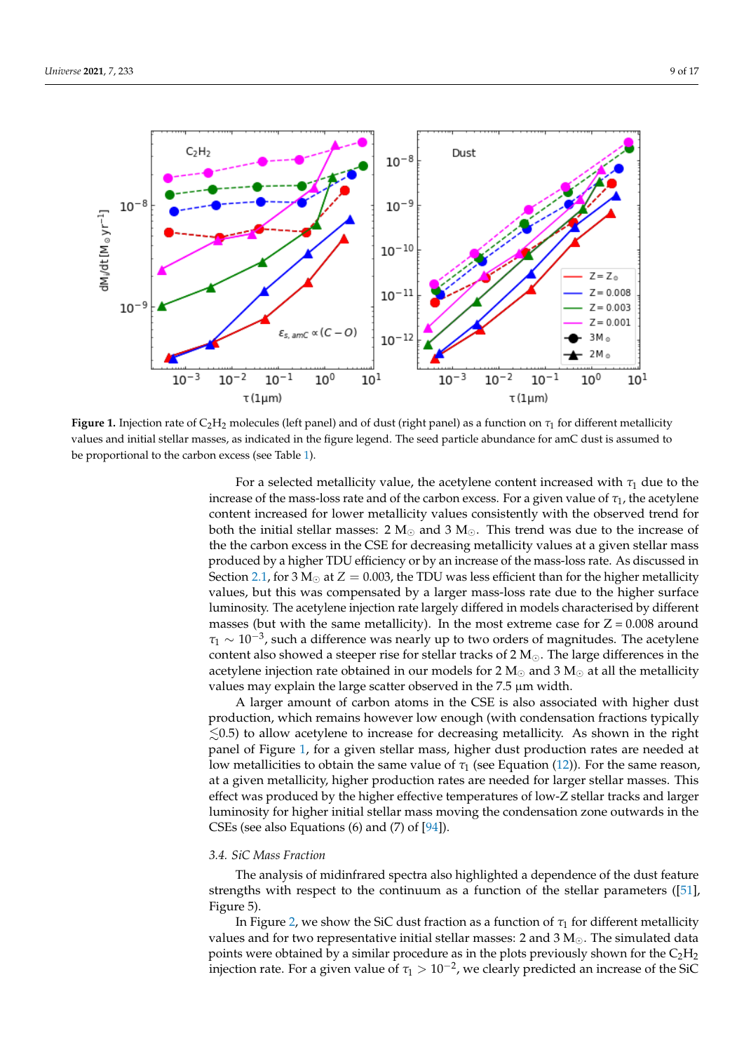C2H2

Dust

$dM_i/dt\ [M_\odot\,yr^{-1}]$

$10^{-8}$

$10^{-9}$

$\varepsilon_{s,\,amC} \propto (C-O)$

$10^{-8}$

$10^{-9}$

$10^{-10}$

$10^{-11}$

$10^{-12}$

$10^{-3}$ $10^{-2}$ $10^{-1}$ $10^{0}$ $10^{1}$

$\tau(1\mu m)$

$10^{-3}$ $10^{-2}$ $10^{-1}$ $10^{0}$ $10^{1}$

$\tau(1\mu m)$

$Z = Z_\odot$

$Z = 0.008$

$Z = 0.003$

$Z = 0.001$

$3M_\odot$

$2M_\odot$

**Figure 1.** Injection rate of $C_2H_2$ molecules (left panel) and of dust (right panel) as a function on $\tau_1$ for different metallicity values and initial stellar masses, as indicated in the figure legend. The seed particle abundance for amC dust is assumed to be proportional to the carbon excess (see Table 1).

For a selected metallicity value, the acetylene content increased with $\tau_1$ due to the increase of the mass-loss rate and of the carbon excess. For a given value of $\tau_1$, the acetylene content increased for lower metallicity values consistently with the observed trend for both the initial stellar masses: 2 $M_\odot$ and 3 $M_\odot$. This trend was due to the increase of the the carbon excess in the CSE for decreasing metallicity values at a given stellar mass produced by a higher TDU efficiency or by an increase of the mass-loss rate. As discussed in Section 2.1, for 3 $M_\odot$ at $Z = 0.003$, the TDU was less efficient than for the higher metallicity values, but this was compensated by a larger mass-loss rate due to the higher surface luminosity. The acetylene injection rate largely differed in models characterised by different masses (but with the same metallicity). In the most extreme case for Z = 0.008 around $\tau_1 \sim 10^{-3}$, such a difference was nearly up to two orders of magnitudes. The acetylene content also showed a steeper rise for stellar tracks of 2 $M_\odot$. The large differences in the acetylene injection rate obtained in our models for 2 $M_\odot$ and 3 $M_\odot$ at all the metallicity values may explain the large scatter observed in the 7.5 µm width.

A larger amount of carbon atoms in the CSE is also associated with higher dust production, which remains however low enough (with condensation fractions typically $\lesssim$0.5) to allow acetylene to increase for decreasing metallicity. As shown in the right panel of Figure 1, for a given stellar mass, higher dust production rates are needed at low metallicities to obtain the same value of $\tau_1$ (see Equation (12)). For the same reason, at a given metallicity, higher production rates are needed for larger stellar masses. This effect was produced by the higher effective temperatures of low-Z stellar tracks and larger luminosity for higher initial stellar mass moving the condensation zone outwards in the CSEs (see also Equations (6) and (7) of [94]).

### 3.4. SiC Mass Fraction

The analysis of midinfrared spectra also highlighted a dependence of the dust feature strengths with respect to the continuum as a function of the stellar parameters ([51], Figure 5).

In Figure 2, we show the SiC dust fraction as a function of $\tau_1$ for different metallicity values and for two representative initial stellar masses: 2 and 3 $M_\odot$. The simulated data points were obtained by a similar procedure as in the plots previously shown for the $C_2H_2$ injection rate. For a given value of $\tau_1 > 10^{-2}$, we clearly predicted an increase of the SiC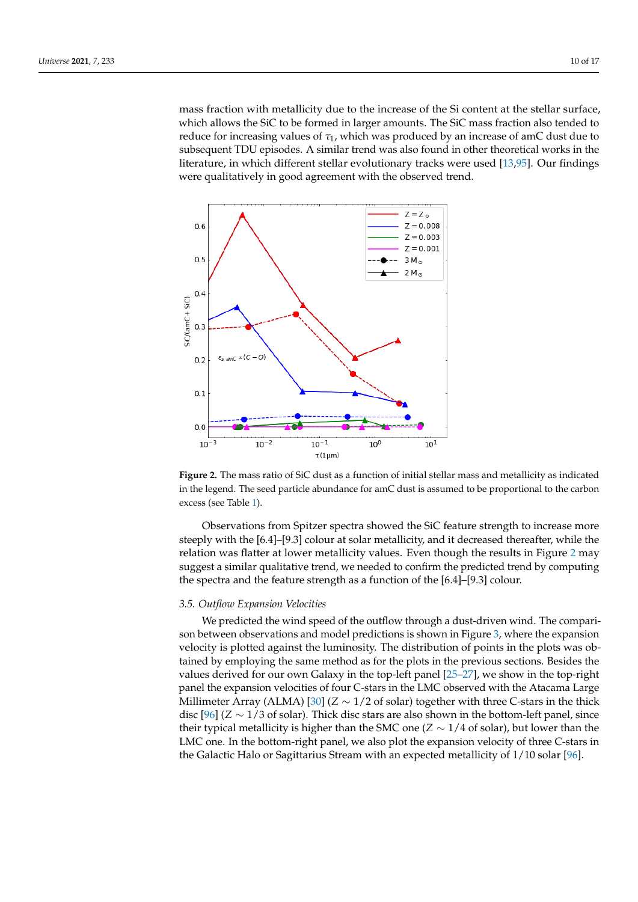mass fraction with metallicity due to the increase of the Si content at the stellar surface, which allows the SiC to be formed in larger amounts. The SiC mass fraction also tended to reduce for increasing values of $\tau_1$, which was produced by an increase of amC dust due to subsequent TDU episodes. A similar trend was also found in other theoretical works in the literature, in which different stellar evolutionary tracks were used [13,95]. Our findings were qualitatively in good agreement with the observed trend.

$Z = Z_\odot$
$Z = 0.008$
$Z = 0.003$
$Z = 0.001$
$3\,M_\odot$
$2\,M_\odot$
$\epsilon_{S,\,amC} \propto (C-O)$
SiC/(amC + SiC)
0.0
0.1
0.2
0.3
0.4
0.5
0.6
$10^{-3}$
$10^{-2}$
$10^{-1}$
$10^{0}$
$10^{1}$
$\tau\,(1\,\mu\text{m})$

**Figure 2.** The mass ratio of SiC dust as a function of initial stellar mass and metallicity as indicated in the legend. The seed particle abundance for amC dust is assumed to be proportional to the carbon excess (see Table 1).

Observations from Spitzer spectra showed the SiC feature strength to increase more steeply with the [6.4]–[9.3] colour at solar metallicity, and it decreased thereafter, while the relation was flatter at lower metallicity values. Even though the results in Figure 2 may suggest a similar qualitative trend, we needed to confirm the predicted trend by computing the spectra and the feature strength as a function of the [6.4]–[9.3] colour.

### 3.5. Outflow Expansion Velocities

We predicted the wind speed of the outflow through a dust-driven wind. The comparison between observations and model predictions is shown in Figure 3, where the expansion velocity is plotted against the luminosity. The distribution of points in the plots was obtained by employing the same method as for the plots in the previous sections. Besides the values derived for our own Galaxy in the top-left panel [25–27], we show in the top-right panel the expansion velocities of four C-stars in the LMC observed with the Atacama Large Millimeter Array (ALMA) [30] ($Z \sim 1/2$ of solar) together with three C-stars in the thick disc [96] ($Z \sim 1/3$ of solar). Thick disc stars are also shown in the bottom-left panel, since their typical metallicity is higher than the SMC one ($Z \sim 1/4$ of solar), but lower than the LMC one. In the bottom-right panel, we also plot the expansion velocity of three C-stars in the Galactic Halo or Sagittarius Stream with an expected metallicity of 1/10 solar [96].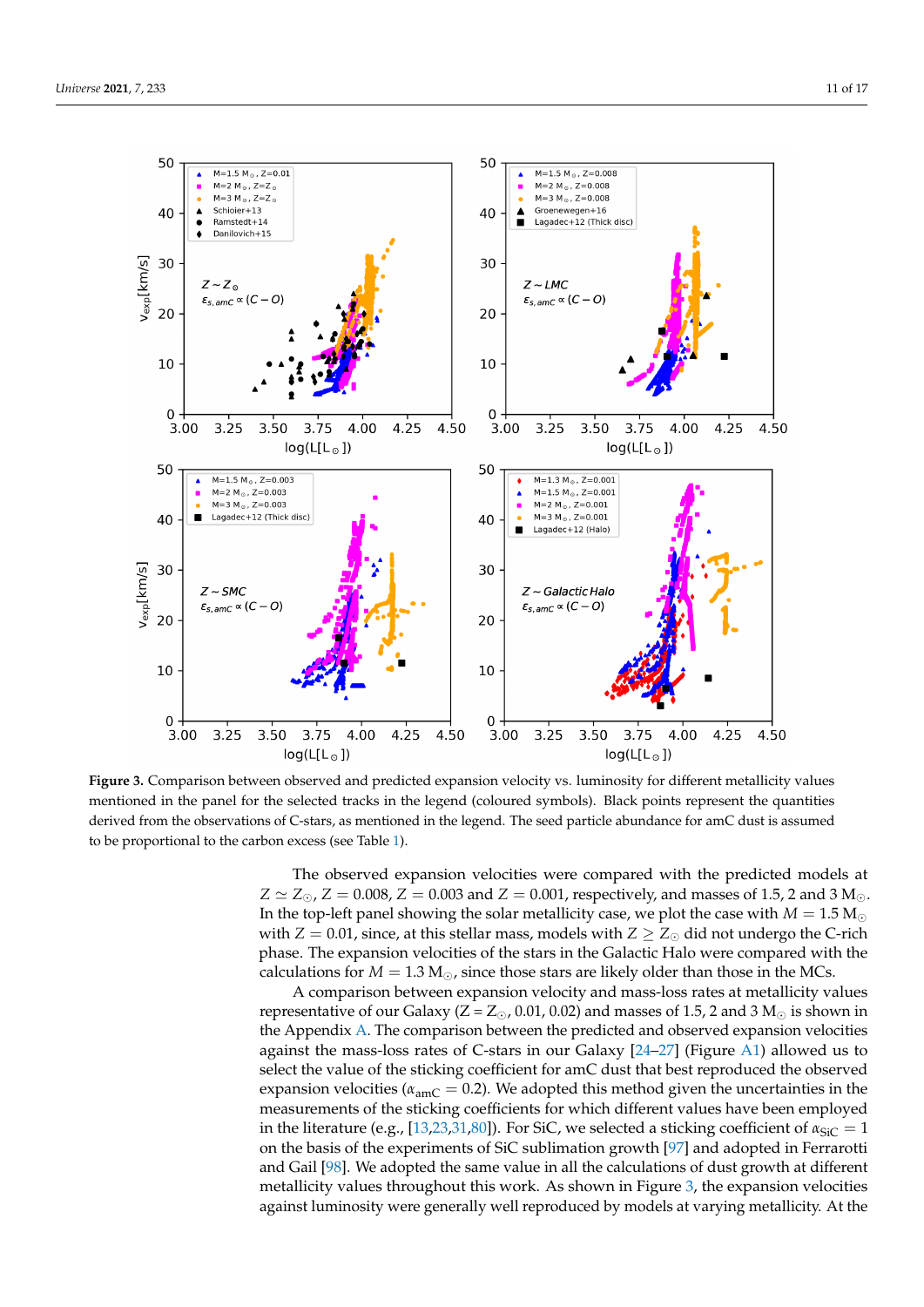50
40
30
20
10
0
3.00 3.25 3.50 3.75 4.00 4.25 4.50
$v_{exp}$[km/s]
log(L[L⊙])
M=1.5 M⊙, Z=0.01
M=2 M⊙, Z=Z⊙
M=3 M⊙, Z=Z⊙
Schoier+13
Ramstedt+14
Danilovich+15
$Z \sim Z_\odot$
$\epsilon_{s,amC} \propto (C-O)$

50
40
30
20
10
0
3.00 3.25 3.50 3.75 4.00 4.25 4.50
log(L[L⊙])
M=1.5 M⊙, Z=0.008
M=2 M⊙, Z=0.008
M=3 M⊙, Z=0.008
Groenewegen+16
Lagadec+12 (Thick disc)
$Z \sim LMC$
$\epsilon_{s,amC} \propto (C-O)$

50
40
30
20
10
0
3.00 3.25 3.50 3.75 4.00 4.25 4.50
$v_{exp}$[km/s]
log(L[L⊙])
M=1.5 M⊙, Z=0.003
M=2 M⊙, Z=0.003
M=3 M⊙, Z=0.003
Lagadec+12 (Thick disc)
$Z \sim SMC$
$\epsilon_{s,amC} \propto (C-O)$

50
40
30
20
10
0
3.00 3.25 3.50 3.75 4.00 4.25 4.50
log(L[L⊙])
M=1.3 M⊙, Z=0.001
M=1.5 M⊙, Z=0.001
M=2 M⊙, Z=0.001
M=3 M⊙, Z=0.001
Lagadec+12 (Halo)
$Z \sim Galactic Halo$
$\epsilon_{s,amC} \propto (C-O)$

**Figure 3.** Comparison between observed and predicted expansion velocity vs. luminosity for different metallicity values mentioned in the panel for the selected tracks in the legend (coloured symbols). Black points represent the quantities derived from the observations of C-stars, as mentioned in the legend. The seed particle abundance for amC dust is assumed to be proportional to the carbon excess (see Table 1).

The observed expansion velocities were compared with the predicted models at $Z \simeq Z_\odot$, $Z = 0.008$, $Z = 0.003$ and $Z = 0.001$, respectively, and masses of 1.5, 2 and 3 $M_\odot$. In the top-left panel showing the solar metallicity case, we plot the case with $M = 1.5\,M_\odot$ with $Z = 0.01$, since, at this stellar mass, models with $Z \geq Z_\odot$ did not undergo the C-rich phase. The expansion velocities of the stars in the Galactic Halo were compared with the calculations for $M = 1.3\,M_\odot$, since those stars are likely older than those in the MCs.

A comparison between expansion velocity and mass-loss rates at metallicity values representative of our Galaxy (Z = $Z_\odot$, 0.01, 0.02) and masses of 1.5, 2 and 3 $M_\odot$ is shown in the Appendix A. The comparison between the predicted and observed expansion velocities against the mass-loss rates of C-stars in our Galaxy [24–27] (Figure A1) allowed us to select the value of the sticking coefficient for amC dust that best reproduced the observed expansion velocities ($\alpha_{amC} = 0.2$). We adopted this method given the uncertainties in the measurements of the sticking coefficients for which different values have been employed in the literature (e.g., [13,23,31,80]). For SiC, we selected a sticking coefficient of $\alpha_{SiC} = 1$ on the basis of the experiments of SiC sublimation growth [97] and adopted in Ferrarotti and Gail [98]. We adopted the same value in all the calculations of dust growth at different metallicity values throughout this work. As shown in Figure 3, the expansion velocities against luminosity were generally well reproduced by models at varying metallicity. At the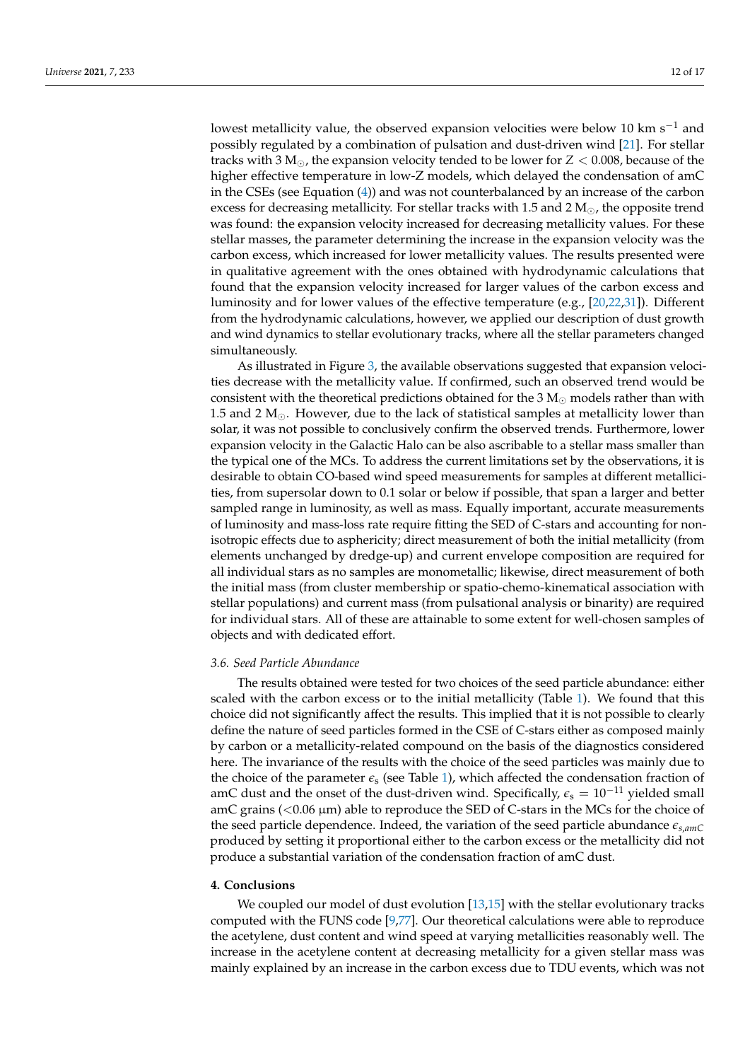lowest metallicity value, the observed expansion velocities were below 10 km $s^{-1}$ and possibly regulated by a combination of pulsation and dust-driven wind [21]. For stellar tracks with 3 $M_\odot$, the expansion velocity tended to be lower for $Z < 0.008$, because of the higher effective temperature in low-Z models, which delayed the condensation of amC in the CSEs (see Equation (4)) and was not counterbalanced by an increase of the carbon excess for decreasing metallicity. For stellar tracks with 1.5 and 2 $M_\odot$, the opposite trend was found: the expansion velocity increased for decreasing metallicity values. For these stellar masses, the parameter determining the increase in the expansion velocity was the carbon excess, which increased for lower metallicity values. The results presented were in qualitative agreement with the ones obtained with hydrodynamic calculations that found that the expansion velocity increased for larger values of the carbon excess and luminosity and for lower values of the effective temperature (e.g., [20,22,31]). Different from the hydrodynamic calculations, however, we applied our description of dust growth and wind dynamics to stellar evolutionary tracks, where all the stellar parameters changed simultaneously.

As illustrated in Figure 3, the available observations suggested that expansion velocities decrease with the metallicity value. If confirmed, such an observed trend would be consistent with the theoretical predictions obtained for the 3 $M_\odot$ models rather than with 1.5 and 2 $M_\odot$. However, due to the lack of statistical samples at metallicity lower than solar, it was not possible to conclusively confirm the observed trends. Furthermore, lower expansion velocity in the Galactic Halo can be also ascribable to a stellar mass smaller than the typical one of the MCs. To address the current limitations set by the observations, it is desirable to obtain CO-based wind speed measurements for samples at different metallicities, from supersolar down to 0.1 solar or below if possible, that span a larger and better sampled range in luminosity, as well as mass. Equally important, accurate measurements of luminosity and mass-loss rate require fitting the SED of C-stars and accounting for non-isotropic effects due to asphericity; direct measurement of both the initial metallicity (from elements unchanged by dredge-up) and current envelope composition are required for all individual stars as no samples are monometallic; likewise, direct measurement of both the initial mass (from cluster membership or spatio-chemo-kinematical association with stellar populations) and current mass (from pulsational analysis or binarity) are required for individual stars. All of these are attainable to some extent for well-chosen samples of objects and with dedicated effort.

### 3.6. Seed Particle Abundance

The results obtained were tested for two choices of the seed particle abundance: either scaled with the carbon excess or to the initial metallicity (Table 1). We found that this choice did not significantly affect the results. This implied that it is not possible to clearly define the nature of seed particles formed in the CSE of C-stars either as composed mainly by carbon or a metallicity-related compound on the basis of the diagnostics considered here. The invariance of the results with the choice of the seed particles was mainly due to the choice of the parameter $\epsilon_s$ (see Table 1), which affected the condensation fraction of amC dust and the onset of the dust-driven wind. Specifically, $\epsilon_s = 10^{-11}$ yielded small amC grains (<0.06 μm) able to reproduce the SED of C-stars in the MCs for the choice of the seed particle dependence. Indeed, the variation of the seed particle abundance $\epsilon_{s,amC}$ produced by setting it proportional either to the carbon excess or the metallicity did not produce a substantial variation of the condensation fraction of amC dust.

## 4. Conclusions

We coupled our model of dust evolution [13,15] with the stellar evolutionary tracks computed with the FUNS code [9,77]. Our theoretical calculations were able to reproduce the acetylene, dust content and wind speed at varying metallicities reasonably well. The increase in the acetylene content at decreasing metallicity for a given stellar mass was mainly explained by an increase in the carbon excess due to TDU events, which was not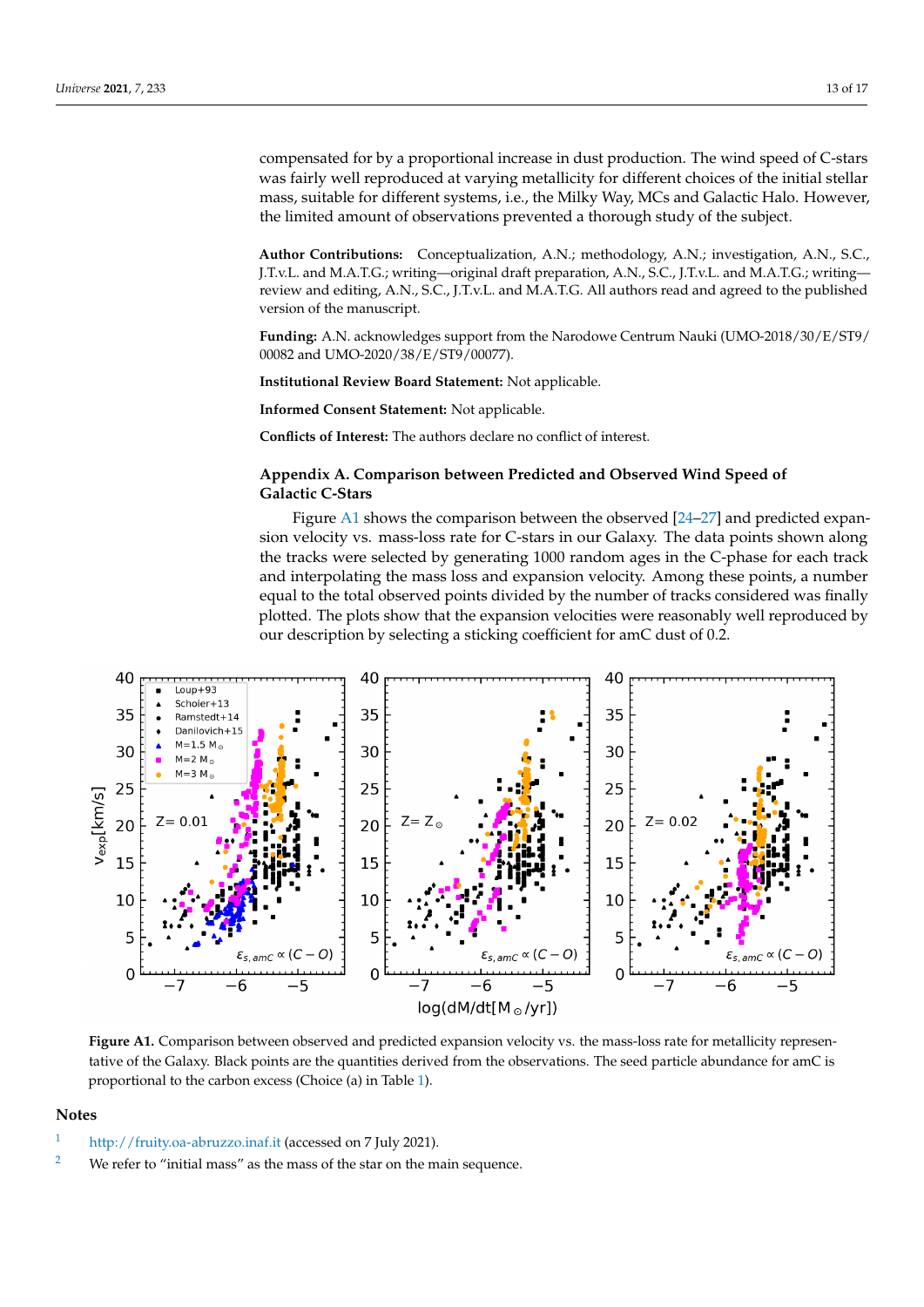compensated for by a proportional increase in dust production. The wind speed of C-stars was fairly well reproduced at varying metallicity for different choices of the initial stellar mass, suitable for different systems, i.e., the Milky Way, MCs and Galactic Halo. However, the limited amount of observations prevented a thorough study of the subject.

**Author Contributions:** Conceptualization, A.N.; methodology, A.N.; investigation, A.N., S.C., J.T.v.L. and M.A.T.G.; writing—original draft preparation, A.N., S.C., J.T.v.L. and M.A.T.G.; writing—review and editing, A.N., S.C., J.T.v.L. and M.A.T.G. All authors read and agreed to the published version of the manuscript.

**Funding:** A.N. acknowledges support from the Narodowe Centrum Nauki (UMO-2018/30/E/ST9/00082 and UMO-2020/38/E/ST9/00077).

**Institutional Review Board Statement:** Not applicable.

**Informed Consent Statement:** Not applicable.

**Conflicts of Interest:** The authors declare no conflict of interest.

## Appendix A. Comparison between Predicted and Observed Wind Speed of Galactic C-Stars

Figure A1 shows the comparison between the observed [24–27] and predicted expansion velocity vs. mass-loss rate for C-stars in our Galaxy. The data points shown along the tracks were selected by generating 1000 random ages in the C-phase for each track and interpolating the mass loss and expansion velocity. Among these points, a number equal to the total observed points divided by the number of tracks considered was finally plotted. The plots show that the expansion velocities were reasonably well reproduced by our description by selecting a sticking coefficient for amC dust of 0.2.

Loup+93
Schoier+13
Ramstedt+14
Danilovich+15
M=1.5 $M_\odot$
M=2 $M_\odot$
M=3 $M_\odot$

$v_{exp}$[km/s]

Z= 0.01
Z= $Z_\odot$
Z= 0.02

$\epsilon_{s,amC} \propto (C-O)$

log(dM/dt[$M_\odot$/yr])

**Figure A1.** Comparison between observed and predicted expansion velocity vs. the mass-loss rate for metallicity representative of the Galaxy. Black points are the quantities derived from the observations. The seed particle abundance for amC is proportional to the carbon excess (Choice (a) in Table 1).

## Notes

[1] http://fruity.oa-abruzzo.inaf.it (accessed on 7 July 2021).

[2] We refer to "initial mass" as the mass of the star on the main sequence.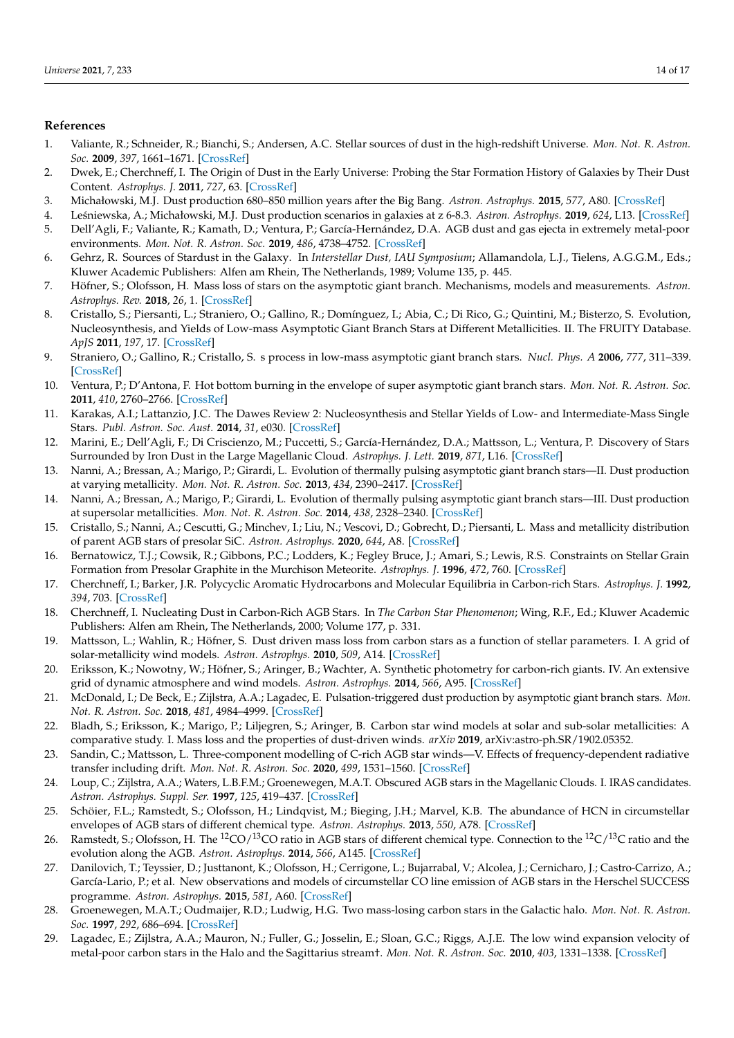## References

1. Valiante, R.; Schneider, R.; Bianchi, S.; Andersen, A.C. Stellar sources of dust in the high-redshift Universe. *Mon. Not. R. Astron. Soc.* **2009**, *397*, 1661–1671. [CrossRef]
2. Dwek, E.; Cherchneff, I. The Origin of Dust in the Early Universe: Probing the Star Formation History of Galaxies by Their Dust Content. *Astrophys. J.* **2011**, *727*, 63. [CrossRef]
3. Michałowski, M.J. Dust production 680–850 million years after the Big Bang. *Astron. Astrophys.* **2015**, *577*, A80. [CrossRef]
4. Leśniewska, A.; Michałowski, M.J. Dust production scenarios in galaxies at z 6-8.3. *Astron. Astrophys.* **2019**, *624*, L13. [CrossRef]
5. Dell'Agli, F.; Valiante, R.; Kamath, D.; Ventura, P.; García-Hernández, D.A. AGB dust and gas ejecta in extremely metal-poor environments. *Mon. Not. R. Astron. Soc.* **2019**, *486*, 4738–4752. [CrossRef]
6. Gehrz, R. Sources of Stardust in the Galaxy. In *Interstellar Dust, IAU Symposium*; Allamandola, L.J., Tielens, A.G.G.M., Eds.; Kluwer Academic Publishers: Alfen am Rhein, The Netherlands, 1989; Volume 135, p. 445.
7. Höfner, S.; Olofsson, H. Mass loss of stars on the asymptotic giant branch. Mechanisms, models and measurements. *Astron. Astrophys. Rev.* **2018**, *26*, 1. [CrossRef]
8. Cristallo, S.; Piersanti, L.; Straniero, O.; Gallino, R.; Domínguez, I.; Abia, C.; Di Rico, G.; Quintini, M.; Bisterzo, S. Evolution, Nucleosynthesis, and Yields of Low-mass Asymptotic Giant Branch Stars at Different Metallicities. II. The FRUITY Database. *ApJS* **2011**, *197*, 17. [CrossRef]
9. Straniero, O.; Gallino, R.; Cristallo, S. s process in low-mass asymptotic giant branch stars. *Nucl. Phys. A* **2006**, *777*, 311–339. [CrossRef]
10. Ventura, P.; D'Antona, F. Hot bottom burning in the envelope of super asymptotic giant branch stars. *Mon. Not. R. Astron. Soc.* **2011**, *410*, 2760–2766. [CrossRef]
11. Karakas, A.I.; Lattanzio, J.C. The Dawes Review 2: Nucleosynthesis and Stellar Yields of Low- and Intermediate-Mass Single Stars. *Publ. Astron. Soc. Aust.* **2014**, *31*, e030. [CrossRef]
12. Marini, E.; Dell'Agli, F.; Di Criscienzo, M.; Puccetti, S.; García-Hernández, D.A.; Mattsson, L.; Ventura, P. Discovery of Stars Surrounded by Iron Dust in the Large Magellanic Cloud. *Astrophys. J. Lett.* **2019**, *871*, L16. [CrossRef]
13. Nanni, A.; Bressan, A.; Marigo, P.; Girardi, L. Evolution of thermally pulsing asymptotic giant branch stars—II. Dust production at varying metallicity. *Mon. Not. R. Astron. Soc.* **2013**, *434*, 2390–2417. [CrossRef]
14. Nanni, A.; Bressan, A.; Marigo, P.; Girardi, L. Evolution of thermally pulsing asymptotic giant branch stars—III. Dust production at supersolar metallicities. *Mon. Not. R. Astron. Soc.* **2014**, *438*, 2328–2340. [CrossRef]
15. Cristallo, S.; Nanni, A.; Cescutti, G.; Minchev, I.; Liu, N.; Vescovi, D.; Gobrecht, D.; Piersanti, L. Mass and metallicity distribution of parent AGB stars of presolar SiC. *Astron. Astrophys.* **2020**, *644*, A8. [CrossRef]
16. Bernatowicz, T.J.; Cowsik, R.; Gibbons, P.C.; Lodders, K.; Fegley Bruce, J.; Amari, S.; Lewis, R.S. Constraints on Stellar Grain Formation from Presolar Graphite in the Murchison Meteorite. *Astrophys. J.* **1996**, *472*, 760. [CrossRef]
17. Cherchneff, I.; Barker, J.R. Polycyclic Aromatic Hydrocarbons and Molecular Equilibria in Carbon-rich Stars. *Astrophys. J.* **1992**, *394*, 703. [CrossRef]
18. Cherchneff, I. Nucleating Dust in Carbon-Rich AGB Stars. In *The Carbon Star Phenomenon*; Wing, R.F., Ed.; Kluwer Academic Publishers: Alfen am Rhein, The Netherlands, 2000; Volume 177, p. 331.
19. Mattsson, L.; Wahlin, R.; Höfner, S. Dust driven mass loss from carbon stars as a function of stellar parameters. I. A grid of solar-metallicity wind models. *Astron. Astrophys.* **2010**, *509*, A14. [CrossRef]
20. Eriksson, K.; Nowotny, W.; Höfner, S.; Aringer, B.; Wachter, A. Synthetic photometry for carbon-rich giants. IV. An extensive grid of dynamic atmosphere and wind models. *Astron. Astrophys.* **2014**, *566*, A95. [CrossRef]
21. McDonald, I.; De Beck, E.; Zijlstra, A.A.; Lagadec, E. Pulsation-triggered dust production by asymptotic giant branch stars. *Mon. Not. R. Astron. Soc.* **2018**, *481*, 4984–4999. [CrossRef]
22. Bladh, S.; Eriksson, K.; Marigo, P.; Liljegren, S.; Aringer, B. Carbon star wind models at solar and sub-solar metallicities: A comparative study. I. Mass loss and the properties of dust-driven winds. *arXiv* **2019**, arXiv:astro-ph.SR/1902.05352.
23. Sandin, C.; Mattsson, L. Three-component modelling of C-rich AGB star winds—V. Effects of frequency-dependent radiative transfer including drift. *Mon. Not. R. Astron. Soc.* **2020**, *499*, 1531–1560. [CrossRef]
24. Loup, C.; Zijlstra, A.A.; Waters, L.B.F.M.; Groenewegen, M.A.T. Obscured AGB stars in the Magellanic Clouds. I. IRAS candidates. *Astron. Astrophys. Suppl. Ser.* **1997**, *125*, 419–437. [CrossRef]
25. Schöier, F.L.; Ramstedt, S.; Olofsson, H.; Lindqvist, M.; Bieging, J.H.; Marvel, K.B. The abundance of HCN in circumstellar envelopes of AGB stars of different chemical type. *Astron. Astrophys.* **2013**, *550*, A78. [CrossRef]
26. Ramstedt, S.; Olofsson, H. The $^{12}CO/^{13}CO$ ratio in AGB stars of different chemical type. Connection to the $^{12}C/^{13}C$ ratio and the evolution along the AGB. *Astron. Astrophys.* **2014**, *566*, A145. [CrossRef]
27. Danilovich, T.; Teyssier, D.; Justtanont, K.; Olofsson, H.; Cerrigone, L.; Bujarrabal, V.; Alcolea, J.; Cernicharo, J.; Castro-Carrizo, A.; García-Lario, P.; et al. New observations and models of circumstellar CO line emission of AGB stars in the Herschel SUCCESS programme. *Astron. Astrophys.* **2015**, *581*, A60. [CrossRef]
28. Groenewegen, M.A.T.; Oudmaijer, R.D.; Ludwig, H.G. Two mass-losing carbon stars in the Galactic halo. *Mon. Not. R. Astron. Soc.* **1997**, *292*, 686–694. [CrossRef]
29. Lagadec, E.; Zijlstra, A.A.; Mauron, N.; Fuller, G.; Josselin, E.; Sloan, G.C.; Riggs, A.J.E. The low wind expansion velocity of metal-poor carbon stars in the Halo and the Sagittarius stream†. *Mon. Not. R. Astron. Soc.* **2010**, *403*, 1331–1338. [CrossRef]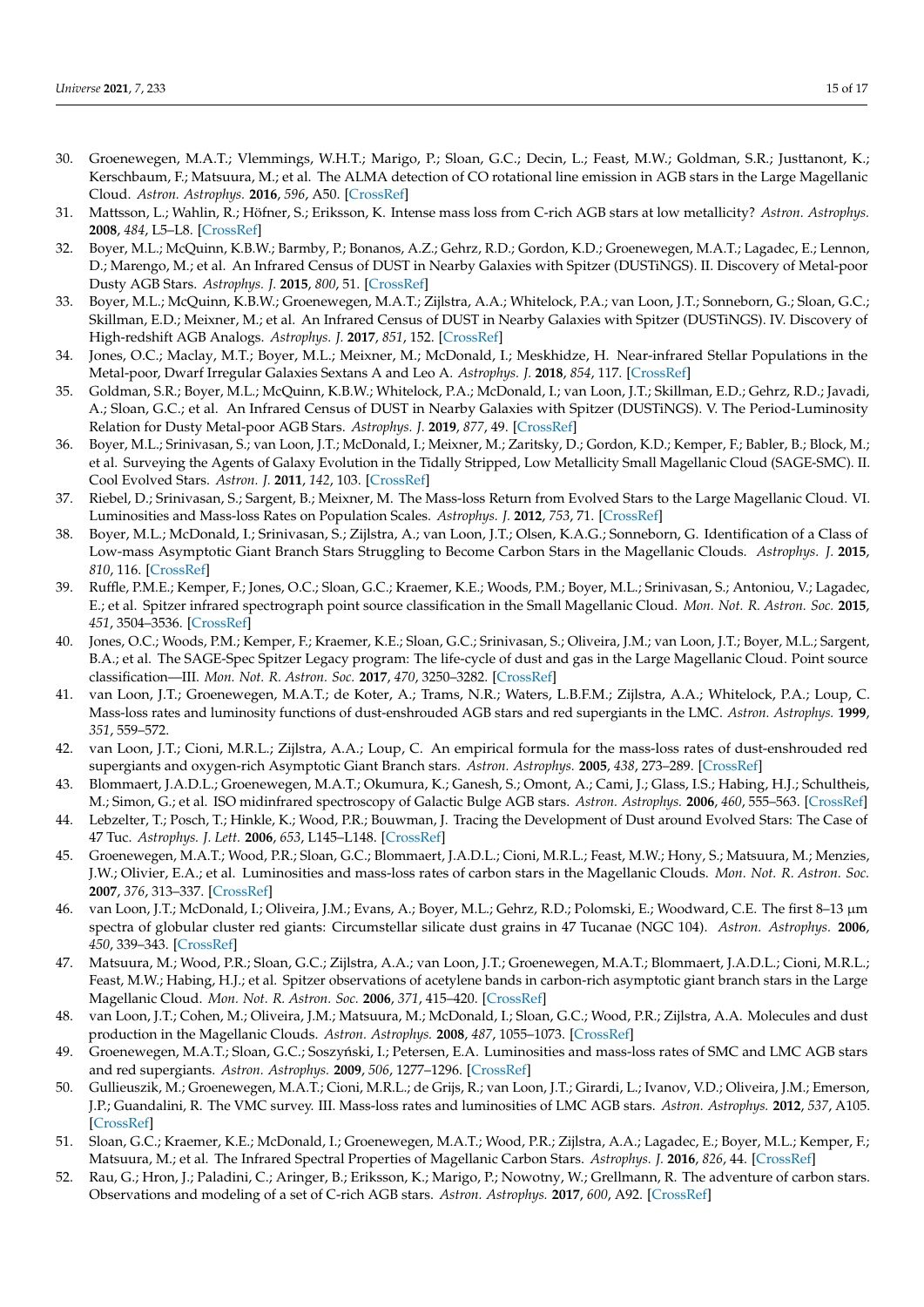30. Groenewegen, M.A.T.; Vlemmings, W.H.T.; Marigo, P.; Sloan, G.C.; Decin, L.; Feast, M.W.; Goldman, S.R.; Justtanont, K.; Kerschbaum, F.; Matsuura, M.; et al. The ALMA detection of CO rotational line emission in AGB stars in the Large Magellanic Cloud. *Astron. Astrophys.* **2016**, *596*, A50. [CrossRef]
31. Mattsson, L.; Wahlin, R.; Höfner, S.; Eriksson, K. Intense mass loss from C-rich AGB stars at low metallicity? *Astron. Astrophys.* **2008**, *484*, L5–L8. [CrossRef]
32. Boyer, M.L.; McQuinn, K.B.W.; Barmby, P.; Bonanos, A.Z.; Gehrz, R.D.; Gordon, K.D.; Groenewegen, M.A.T.; Lagadec, E.; Lennon, D.; Marengo, M.; et al. An Infrared Census of DUST in Nearby Galaxies with Spitzer (DUSTiNGS). II. Discovery of Metal-poor Dusty AGB Stars. *Astrophys. J.* **2015**, *800*, 51. [CrossRef]
33. Boyer, M.L.; McQuinn, K.B.W.; Groenewegen, M.A.T.; Zijlstra, A.A.; Whitelock, P.A.; van Loon, J.T.; Sonneborn, G.; Sloan, G.C.; Skillman, E.D.; Meixner, M.; et al. An Infrared Census of DUST in Nearby Galaxies with Spitzer (DUSTiNGS). IV. Discovery of High-redshift AGB Analogs. *Astrophys. J.* **2017**, *851*, 152. [CrossRef]
34. Jones, O.C.; Maclay, M.T.; Boyer, M.L.; Meixner, M.; McDonald, I.; Meskhidze, H. Near-infrared Stellar Populations in the Metal-poor, Dwarf Irregular Galaxies Sextans A and Leo A. *Astrophys. J.* **2018**, *854*, 117. [CrossRef]
35. Goldman, S.R.; Boyer, M.L.; McQuinn, K.B.W.; Whitelock, P.A.; McDonald, I.; van Loon, J.T.; Skillman, E.D.; Gehrz, R.D.; Javadi, A.; Sloan, G.C.; et al. An Infrared Census of DUST in Nearby Galaxies with Spitzer (DUSTiNGS). V. The Period-Luminosity Relation for Dusty Metal-poor AGB Stars. *Astrophys. J.* **2019**, *877*, 49. [CrossRef]
36. Boyer, M.L.; Srinivasan, S.; van Loon, J.T.; McDonald, I.; Meixner, M.; Zaritsky, D.; Gordon, K.D.; Kemper, F.; Babler, B.; Block, M.; et al. Surveying the Agents of Galaxy Evolution in the Tidally Stripped, Low Metallicity Small Magellanic Cloud (SAGE-SMC). II. Cool Evolved Stars. *Astron. J.* **2011**, *142*, 103. [CrossRef]
37. Riebel, D.; Srinivasan, S.; Sargent, B.; Meixner, M. The Mass-loss Return from Evolved Stars to the Large Magellanic Cloud. VI. Luminosities and Mass-loss Rates on Population Scales. *Astrophys. J.* **2012**, *753*, 71. [CrossRef]
38. Boyer, M.L.; McDonald, I.; Srinivasan, S.; Zijlstra, A.; van Loon, J.T.; Olsen, K.A.G.; Sonneborn, G. Identification of a Class of Low-mass Asymptotic Giant Branch Stars Struggling to Become Carbon Stars in the Magellanic Clouds. *Astrophys. J.* **2015**, *810*, 116. [CrossRef]
39. Ruffle, P.M.E.; Kemper, F.; Jones, O.C.; Sloan, G.C.; Kraemer, K.E.; Woods, P.M.; Boyer, M.L.; Srinivasan, S.; Antoniou, V.; Lagadec, E.; et al. Spitzer infrared spectrograph point source classification in the Small Magellanic Cloud. *Mon. Not. R. Astron. Soc.* **2015**, *451*, 3504–3536. [CrossRef]
40. Jones, O.C.; Woods, P.M.; Kemper, F.; Kraemer, K.E.; Sloan, G.C.; Srinivasan, S.; Oliveira, J.M.; van Loon, J.T.; Boyer, M.L.; Sargent, B.A.; et al. The SAGE-Spec Spitzer Legacy program: The life-cycle of dust and gas in the Large Magellanic Cloud. Point source classification—III. *Mon. Not. R. Astron. Soc.* **2017**, *470*, 3250–3282. [CrossRef]
41. van Loon, J.T.; Groenewegen, M.A.T.; de Koter, A.; Trams, N.R.; Waters, L.B.F.M.; Zijlstra, A.A.; Whitelock, P.A.; Loup, C. Mass-loss rates and luminosity functions of dust-enshrouded AGB stars and red supergiants in the LMC. *Astron. Astrophys.* **1999**, *351*, 559–572.
42. van Loon, J.T.; Cioni, M.R.L.; Zijlstra, A.A.; Loup, C. An empirical formula for the mass-loss rates of dust-enshrouded red supergiants and oxygen-rich Asymptotic Giant Branch stars. *Astron. Astrophys.* **2005**, *438*, 273–289. [CrossRef]
43. Blommaert, J.A.D.L.; Groenewegen, M.A.T.; Okumura, K.; Ganesh, S.; Omont, A.; Cami, J.; Glass, I.S.; Habing, H.J.; Schultheis, M.; Simon, G.; et al. ISO midinfrared spectroscopy of Galactic Bulge AGB stars. *Astron. Astrophys.* **2006**, *460*, 555–563. [CrossRef]
44. Lebzelter, T.; Posch, T.; Hinkle, K.; Wood, P.R.; Bouwman, J. Tracing the Development of Dust around Evolved Stars: The Case of 47 Tuc. *Astrophys. J. Lett.* **2006**, *653*, L145–L148. [CrossRef]
45. Groenewegen, M.A.T.; Wood, P.R.; Sloan, G.C.; Blommaert, J.A.D.L.; Cioni, M.R.L.; Feast, M.W.; Hony, S.; Matsuura, M.; Menzies, J.W.; Olivier, E.A.; et al. Luminosities and mass-loss rates of carbon stars in the Magellanic Clouds. *Mon. Not. R. Astron. Soc.* **2007**, *376*, 313–337. [CrossRef]
46. van Loon, J.T.; McDonald, I.; Oliveira, J.M.; Evans, A.; Boyer, M.L.; Gehrz, R.D.; Polomski, E.; Woodward, C.E. The first 8–13 µm spectra of globular cluster red giants: Circumstellar silicate dust grains in 47 Tucanae (NGC 104). *Astron. Astrophys.* **2006**, *450*, 339–343. [CrossRef]
47. Matsuura, M.; Wood, P.R.; Sloan, G.C.; Zijlstra, A.A.; van Loon, J.T.; Groenewegen, M.A.T.; Blommaert, J.A.D.L.; Cioni, M.R.L.; Feast, M.W.; Habing, H.J.; et al. Spitzer observations of acetylene bands in carbon-rich asymptotic giant branch stars in the Large Magellanic Cloud. *Mon. Not. R. Astron. Soc.* **2006**, *371*, 415–420. [CrossRef]
48. van Loon, J.T.; Cohen, M.; Oliveira, J.M.; Matsuura, M.; McDonald, I.; Sloan, G.C.; Wood, P.R.; Zijlstra, A.A. Molecules and dust production in the Magellanic Clouds. *Astron. Astrophys.* **2008**, *487*, 1055–1073. [CrossRef]
49. Groenewegen, M.A.T.; Sloan, G.C.; Soszyński, I.; Petersen, E.A. Luminosities and mass-loss rates of SMC and LMC AGB stars and red supergiants. *Astron. Astrophys.* **2009**, *506*, 1277–1296. [CrossRef]
50. Gullieuszik, M.; Groenewegen, M.A.T.; Cioni, M.R.L.; de Grijs, R.; van Loon, J.T.; Girardi, L.; Ivanov, V.D.; Oliveira, J.M.; Emerson, J.P.; Guandalini, R. The VMC survey. III. Mass-loss rates and luminosities of LMC AGB stars. *Astron. Astrophys.* **2012**, *537*, A105. [CrossRef]
51. Sloan, G.C.; Kraemer, K.E.; McDonald, I.; Groenewegen, M.A.T.; Wood, P.R.; Zijlstra, A.A.; Lagadec, E.; Boyer, M.L.; Kemper, F.; Matsuura, M.; et al. The Infrared Spectral Properties of Magellanic Carbon Stars. *Astrophys. J.* **2016**, *826*, 44. [CrossRef]
52. Rau, G.; Hron, J.; Paladini, C.; Aringer, B.; Eriksson, K.; Marigo, P.; Nowotny, W.; Grellmann, R. The adventure of carbon stars. Observations and modeling of a set of C-rich AGB stars. *Astron. Astrophys.* **2017**, *600*, A92. [CrossRef]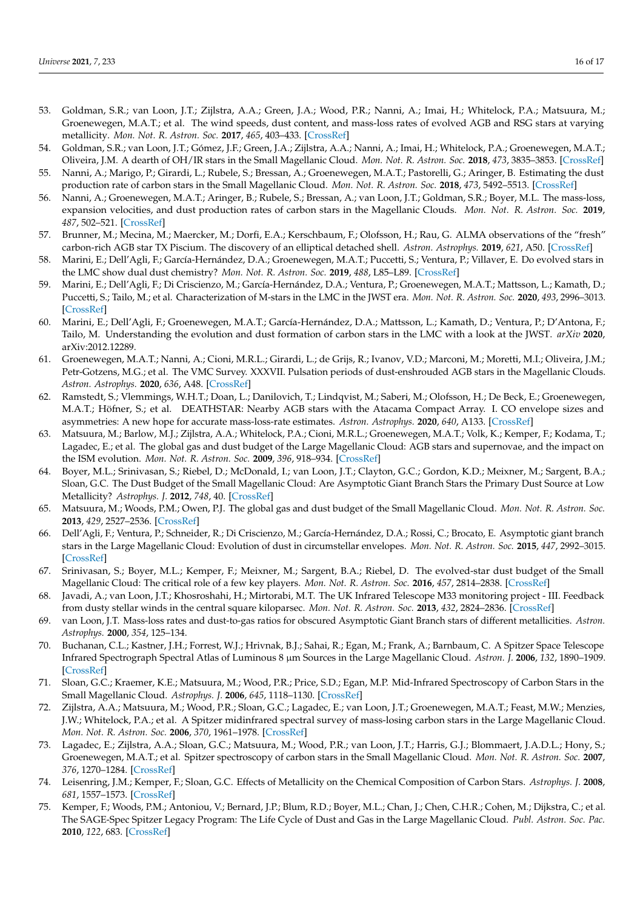53. Goldman, S.R.; van Loon, J.T.; Zijlstra, A.A.; Green, J.A.; Wood, P.R.; Nanni, A.; Imai, H.; Whitelock, P.A.; Matsuura, M.; Groenewegen, M.A.T.; et al. The wind speeds, dust content, and mass-loss rates of evolved AGB and RSG stars at varying metallicity. *Mon. Not. R. Astron. Soc.* **2017**, *465*, 403–433. [CrossRef]
54. Goldman, S.R.; van Loon, J.T.; Gómez, J.F.; Green, J.A.; Zijlstra, A.A.; Nanni, A.; Imai, H.; Whitelock, P.A.; Groenewegen, M.A.T.; Oliveira, J.M. A dearth of OH/IR stars in the Small Magellanic Cloud. *Mon. Not. R. Astron. Soc.* **2018**, *473*, 3835–3853. [CrossRef]
55. Nanni, A.; Marigo, P.; Girardi, L.; Rubele, S.; Bressan, A.; Groenewegen, M.A.T.; Pastorelli, G.; Aringer, B. Estimating the dust production rate of carbon stars in the Small Magellanic Cloud. *Mon. Not. R. Astron. Soc.* **2018**, *473*, 5492–5513. [CrossRef]
56. Nanni, A.; Groenewegen, M.A.T.; Aringer, B.; Rubele, S.; Bressan, A.; van Loon, J.T.; Goldman, S.R.; Boyer, M.L. The mass-loss, expansion velocities, and dust production rates of carbon stars in the Magellanic Clouds. *Mon. Not. R. Astron. Soc.* **2019**, *487*, 502–521. [CrossRef]
57. Brunner, M.; Mecina, M.; Maercker, M.; Dorfi, E.A.; Kerschbaum, F.; Olofsson, H.; Rau, G. ALMA observations of the "fresh" carbon-rich AGB star TX Piscium. The discovery of an elliptical detached shell. *Astron. Astrophys.* **2019**, *621*, A50. [CrossRef]
58. Marini, E.; Dell'Agli, F.; García-Hernández, D.A.; Groenewegen, M.A.T.; Puccetti, S.; Ventura, P.; Villaver, E. Do evolved stars in the LMC show dual dust chemistry? *Mon. Not. R. Astron. Soc.* **2019**, *488*, L85–L89. [CrossRef]
59. Marini, E.; Dell'Agli, F.; Di Criscienzo, M.; García-Hernández, D.A.; Ventura, P.; Groenewegen, M.A.T.; Mattsson, L.; Kamath, D.; Puccetti, S.; Tailo, M.; et al. Characterization of M-stars in the LMC in the JWST era. *Mon. Not. R. Astron. Soc.* **2020**, *493*, 2996–3013. [CrossRef]
60. Marini, E.; Dell'Agli, F.; Groenewegen, M.A.T.; García-Hernández, D.A.; Mattsson, L.; Kamath, D.; Ventura, P.; D'Antona, F.; Tailo, M. Understanding the evolution and dust formation of carbon stars in the LMC with a look at the JWST. *arXiv* **2020**, arXiv:2012.12289.
61. Groenewegen, M.A.T.; Nanni, A.; Cioni, M.R.L.; Girardi, L.; de Grijs, R.; Ivanov, V.D.; Marconi, M.; Moretti, M.I.; Oliveira, J.M.; Petr-Gotzens, M.G.; et al. The VMC Survey. XXXVII. Pulsation periods of dust-enshrouded AGB stars in the Magellanic Clouds. *Astron. Astrophys.* **2020**, *636*, A48. [CrossRef]
62. Ramstedt, S.; Vlemmings, W.H.T.; Doan, L.; Danilovich, T.; Lindqvist, M.; Saberi, M.; Olofsson, H.; De Beck, E.; Groenewegen, M.A.T.; Höfner, S.; et al. DEATHSTAR: Nearby AGB stars with the Atacama Compact Array. I. CO envelope sizes and asymmetries: A new hope for accurate mass-loss-rate estimates. *Astron. Astrophys.* **2020**, *640*, A133. [CrossRef]
63. Matsuura, M.; Barlow, M.J.; Zijlstra, A.A.; Whitelock, P.A.; Cioni, M.R.L.; Groenewegen, M.A.T.; Volk, K.; Kemper, F.; Kodama, T.; Lagadec, E.; et al. The global gas and dust budget of the Large Magellanic Cloud: AGB stars and supernovae, and the impact on the ISM evolution. *Mon. Not. R. Astron. Soc.* **2009**, *396*, 918–934. [CrossRef]
64. Boyer, M.L.; Srinivasan, S.; Riebel, D.; McDonald, I.; van Loon, J.T.; Clayton, G.C.; Gordon, K.D.; Meixner, M.; Sargent, B.A.; Sloan, G.C. The Dust Budget of the Small Magellanic Cloud: Are Asymptotic Giant Branch Stars the Primary Dust Source at Low Metallicity? *Astrophys. J.* **2012**, *748*, 40. [CrossRef]
65. Matsuura, M.; Woods, P.M.; Owen, P.J. The global gas and dust budget of the Small Magellanic Cloud. *Mon. Not. R. Astron. Soc.* **2013**, *429*, 2527–2536. [CrossRef]
66. Dell'Agli, F.; Ventura, P.; Schneider, R.; Di Criscienzo, M.; García-Hernández, D.A.; Rossi, C.; Brocato, E. Asymptotic giant branch stars in the Large Magellanic Cloud: Evolution of dust in circumstellar envelopes. *Mon. Not. R. Astron. Soc.* **2015**, *447*, 2992–3015. [CrossRef]
67. Srinivasan, S.; Boyer, M.L.; Kemper, F.; Meixner, M.; Sargent, B.A.; Riebel, D. The evolved-star dust budget of the Small Magellanic Cloud: The critical role of a few key players. *Mon. Not. R. Astron. Soc.* **2016**, *457*, 2814–2838. [CrossRef]
68. Javadi, A.; van Loon, J.T.; Khosroshahi, H.; Mirtorabi, M.T. The UK Infrared Telescope M33 monitoring project - III. Feedback from dusty stellar winds in the central square kiloparsec. *Mon. Not. R. Astron. Soc.* **2013**, *432*, 2824–2836. [CrossRef]
69. van Loon, J.T. Mass-loss rates and dust-to-gas ratios for obscured Asymptotic Giant Branch stars of different metallicities. *Astron. Astrophys.* **2000**, *354*, 125–134.
70. Buchanan, C.L.; Kastner, J.H.; Forrest, W.J.; Hrivnak, B.J.; Sahai, R.; Egan, M.; Frank, A.; Barnbaum, C. A Spitzer Space Telescope Infrared Spectrograph Spectral Atlas of Luminous 8 µm Sources in the Large Magellanic Cloud. *Astron. J.* **2006**, *132*, 1890–1909. [CrossRef]
71. Sloan, G.C.; Kraemer, K.E.; Matsuura, M.; Wood, P.R.; Price, S.D.; Egan, M.P. Mid-Infrared Spectroscopy of Carbon Stars in the Small Magellanic Cloud. *Astrophys. J.* **2006**, *645*, 1118–1130. [CrossRef]
72. Zijlstra, A.A.; Matsuura, M.; Wood, P.R.; Sloan, G.C.; Lagadec, E.; van Loon, J.T.; Groenewegen, M.A.T.; Feast, M.W.; Menzies, J.W.; Whitelock, P.A.; et al. A Spitzer midinfrared spectral survey of mass-losing carbon stars in the Large Magellanic Cloud. *Mon. Not. R. Astron. Soc.* **2006**, *370*, 1961–1978. [CrossRef]
73. Lagadec, E.; Zijlstra, A.A.; Sloan, G.C.; Matsuura, M.; Wood, P.R.; van Loon, J.T.; Harris, G.J.; Blommaert, J.A.D.L.; Hony, S.; Groenewegen, M.A.T.; et al. Spitzer spectroscopy of carbon stars in the Small Magellanic Cloud. *Mon. Not. R. Astron. Soc.* **2007**, *376*, 1270–1284. [CrossRef]
74. Leisenring, J.M.; Kemper, F.; Sloan, G.C. Effects of Metallicity on the Chemical Composition of Carbon Stars. *Astrophys. J.* **2008**, *681*, 1557–1573. [CrossRef]
75. Kemper, F.; Woods, P.M.; Antoniou, V.; Bernard, J.P.; Blum, R.D.; Boyer, M.L.; Chan, J.; Chen, C.H.R.; Cohen, M.; Dijkstra, C.; et al. The SAGE-Spec Spitzer Legacy Program: The Life Cycle of Dust and Gas in the Large Magellanic Cloud. *Publ. Astron. Soc. Pac.* **2010**, *122*, 683. [CrossRef]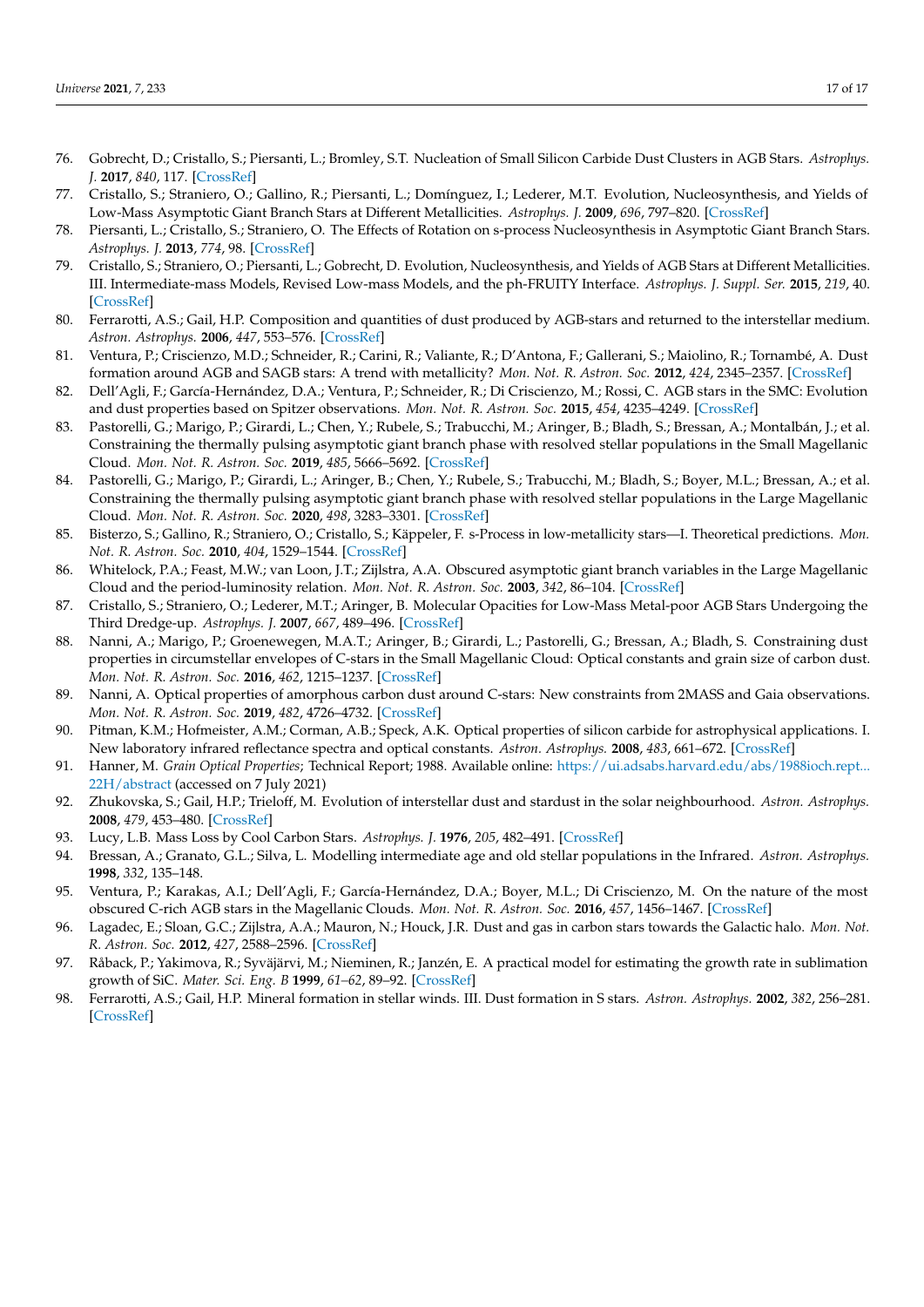76. Gobrecht, D.; Cristallo, S.; Piersanti, L.; Bromley, S.T. Nucleation of Small Silicon Carbide Dust Clusters in AGB Stars. *Astrophys. J.* **2017**, *840*, 117. [CrossRef]
77. Cristallo, S.; Straniero, O.; Gallino, R.; Piersanti, L.; Domínguez, I.; Lederer, M.T. Evolution, Nucleosynthesis, and Yields of Low-Mass Asymptotic Giant Branch Stars at Different Metallicities. *Astrophys. J.* **2009**, *696*, 797–820. [CrossRef]
78. Piersanti, L.; Cristallo, S.; Straniero, O. The Effects of Rotation on s-process Nucleosynthesis in Asymptotic Giant Branch Stars. *Astrophys. J.* **2013**, *774*, 98. [CrossRef]
79. Cristallo, S.; Straniero, O.; Piersanti, L.; Gobrecht, D. Evolution, Nucleosynthesis, and Yields of AGB Stars at Different Metallicities. III. Intermediate-mass Models, Revised Low-mass Models, and the ph-FRUITY Interface. *Astrophys. J. Suppl. Ser.* **2015**, *219*, 40. [CrossRef]
80. Ferrarotti, A.S.; Gail, H.P. Composition and quantities of dust produced by AGB-stars and returned to the interstellar medium. *Astron. Astrophys.* **2006**, *447*, 553–576. [CrossRef]
81. Ventura, P.; Criscienzo, M.D.; Schneider, R.; Carini, R.; Valiante, R.; D'Antona, F.; Gallerani, S.; Maiolino, R.; Tornambé, A. Dust formation around AGB and SAGB stars: A trend with metallicity? *Mon. Not. R. Astron. Soc.* **2012**, *424*, 2345–2357. [CrossRef]
82. Dell'Agli, F.; García-Hernández, D.A.; Ventura, P.; Schneider, R.; Di Criscienzo, M.; Rossi, C. AGB stars in the SMC: Evolution and dust properties based on Spitzer observations. *Mon. Not. R. Astron. Soc.* **2015**, *454*, 4235–4249. [CrossRef]
83. Pastorelli, G.; Marigo, P.; Girardi, L.; Chen, Y.; Rubele, S.; Trabucchi, M.; Aringer, B.; Bladh, S.; Bressan, A.; Montalbán, J.; et al. Constraining the thermally pulsing asymptotic giant branch phase with resolved stellar populations in the Small Magellanic Cloud. *Mon. Not. R. Astron. Soc.* **2019**, *485*, 5666–5692. [CrossRef]
84. Pastorelli, G.; Marigo, P.; Girardi, L.; Aringer, B.; Chen, Y.; Rubele, S.; Trabucchi, M.; Bladh, S.; Boyer, M.L.; Bressan, A.; et al. Constraining the thermally pulsing asymptotic giant branch phase with resolved stellar populations in the Large Magellanic Cloud. *Mon. Not. R. Astron. Soc.* **2020**, *498*, 3283–3301. [CrossRef]
85. Bisterzo, S.; Gallino, R.; Straniero, O.; Cristallo, S.; Käppeler, F. s-Process in low-metallicity stars—I. Theoretical predictions. *Mon. Not. R. Astron. Soc.* **2010**, *404*, 1529–1544. [CrossRef]
86. Whitelock, P.A.; Feast, M.W.; van Loon, J.T.; Zijlstra, A.A. Obscured asymptotic giant branch variables in the Large Magellanic Cloud and the period-luminosity relation. *Mon. Not. R. Astron. Soc.* **2003**, *342*, 86–104. [CrossRef]
87. Cristallo, S.; Straniero, O.; Lederer, M.T.; Aringer, B. Molecular Opacities for Low-Mass Metal-poor AGB Stars Undergoing the Third Dredge-up. *Astrophys. J.* **2007**, *667*, 489–496. [CrossRef]
88. Nanni, A.; Marigo, P.; Groenewegen, M.A.T.; Aringer, B.; Girardi, L.; Pastorelli, G.; Bressan, A.; Bladh, S. Constraining dust properties in circumstellar envelopes of C-stars in the Small Magellanic Cloud: Optical constants and grain size of carbon dust. *Mon. Not. R. Astron. Soc.* **2016**, *462*, 1215–1237. [CrossRef]
89. Nanni, A. Optical properties of amorphous carbon dust around C-stars: New constraints from 2MASS and Gaia observations. *Mon. Not. R. Astron. Soc.* **2019**, *482*, 4726–4732. [CrossRef]
90. Pitman, K.M.; Hofmeister, A.M.; Corman, A.B.; Speck, A.K. Optical properties of silicon carbide for astrophysical applications. I. New laboratory infrared reflectance spectra and optical constants. *Astron. Astrophys.* **2008**, *483*, 661–672. [CrossRef]
91. Hanner, M. *Grain Optical Properties*; Technical Report; 1988. Available online: https://ui.adsabs.harvard.edu/abs/1988ioch.rept...22H/abstract (accessed on 7 July 2021)
92. Zhukovska, S.; Gail, H.P.; Trieloff, M. Evolution of interstellar dust and stardust in the solar neighbourhood. *Astron. Astrophys.* **2008**, *479*, 453–480. [CrossRef]
93. Lucy, L.B. Mass Loss by Cool Carbon Stars. *Astrophys. J.* **1976**, *205*, 482–491. [CrossRef]
94. Bressan, A.; Granato, G.L.; Silva, L. Modelling intermediate age and old stellar populations in the Infrared. *Astron. Astrophys.* **1998**, *332*, 135–148.
95. Ventura, P.; Karakas, A.I.; Dell'Agli, F.; García-Hernández, D.A.; Boyer, M.L.; Di Criscienzo, M. On the nature of the most obscured C-rich AGB stars in the Magellanic Clouds. *Mon. Not. R. Astron. Soc.* **2016**, *457*, 1456–1467. [CrossRef]
96. Lagadec, E.; Sloan, G.C.; Zijlstra, A.A.; Mauron, N.; Houck, J.R. Dust and gas in carbon stars towards the Galactic halo. *Mon. Not. R. Astron. Soc.* **2012**, *427*, 2588–2596. [CrossRef]
97. Råback, P.; Yakimova, R.; Syväjärvi, M.; Nieminen, R.; Janzén, E. A practical model for estimating the growth rate in sublimation growth of SiC. *Mater. Sci. Eng. B* **1999**, *61–62*, 89–92. [CrossRef]
98. Ferrarotti, A.S.; Gail, H.P. Mineral formation in stellar winds. III. Dust formation in S stars. *Astron. Astrophys.* **2002**, *382*, 256–281. [CrossRef]